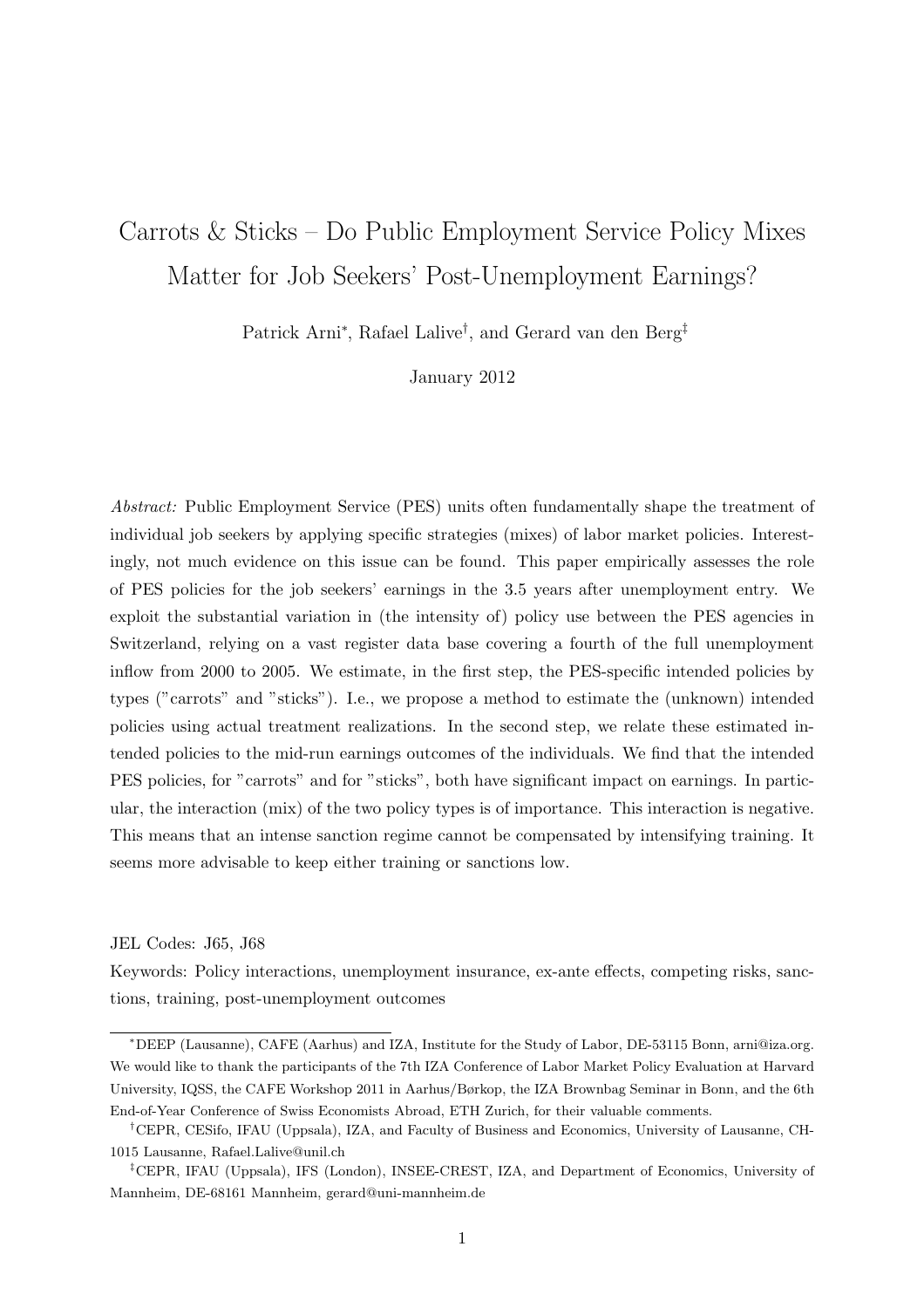# Carrots & Sticks – Do Public Employment Service Policy Mixes Matter for Job Seekers' Post-Unemployment Earnings?

Patrick Arni*, Rafael Lalive†, and Gerard van den Berg‡

January 2012

*Abstract:* Public Employment Service (PES) units often fundamentally shape the treatment of individual job seekers by applying specific strategies (mixes) of labor market policies. Interestingly, not much evidence on this issue can be found. This paper empirically assesses the role of PES policies for the job seekers' earnings in the 3.5 years after unemployment entry. We exploit the substantial variation in (the intensity of) policy use between the PES agencies in Switzerland, relying on a vast register data base covering a fourth of the full unemployment inflow from 2000 to 2005. We estimate, in the first step, the PES-specific intended policies by types ("carrots" and "sticks"). I.e., we propose a method to estimate the (unknown) intended policies using actual treatment realizations. In the second step, we relate these estimated intended policies to the mid-run earnings outcomes of the individuals. We find that the intended PES policies, for "carrots" and for "sticks", both have significant impact on earnings. In particular, the interaction (mix) of the two policy types is of importance. This interaction is negative. This means that an intense sanction regime cannot be compensated by intensifying training. It seems more advisable to keep either training or sanctions low.

JEL Codes: J65, J68

Keywords: Policy interactions, unemployment insurance, ex-ante effects, competing risks, sanctions, training, post-unemployment outcomes

---

*DEEP (Lausanne), CAFE (Aarhus) and IZA, Institute for the Study of Labor, DE-53115 Bonn, arni@iza.org. We would like to thank the participants of the 7th IZA Conference of Labor Market Policy Evaluation at Harvard University, IQSS, the CAFE Workshop 2011 in Aarhus/Børkop, the IZA Brownbag Seminar in Bonn, and the 6th End-of-Year Conference of Swiss Economists Abroad, ETH Zurich, for their valuable comments.

†CEPR, CESifo, IFAU (Uppsala), IZA, and Faculty of Business and Economics, University of Lausanne, CH-1015 Lausanne, Rafael.Lalive@unil.ch

‡CEPR, IFAU (Uppsala), IFS (London), INSEE-CREST, IZA, and Department of Economics, University of Mannheim, DE-68161 Mannheim, gerard@uni-mannheim.de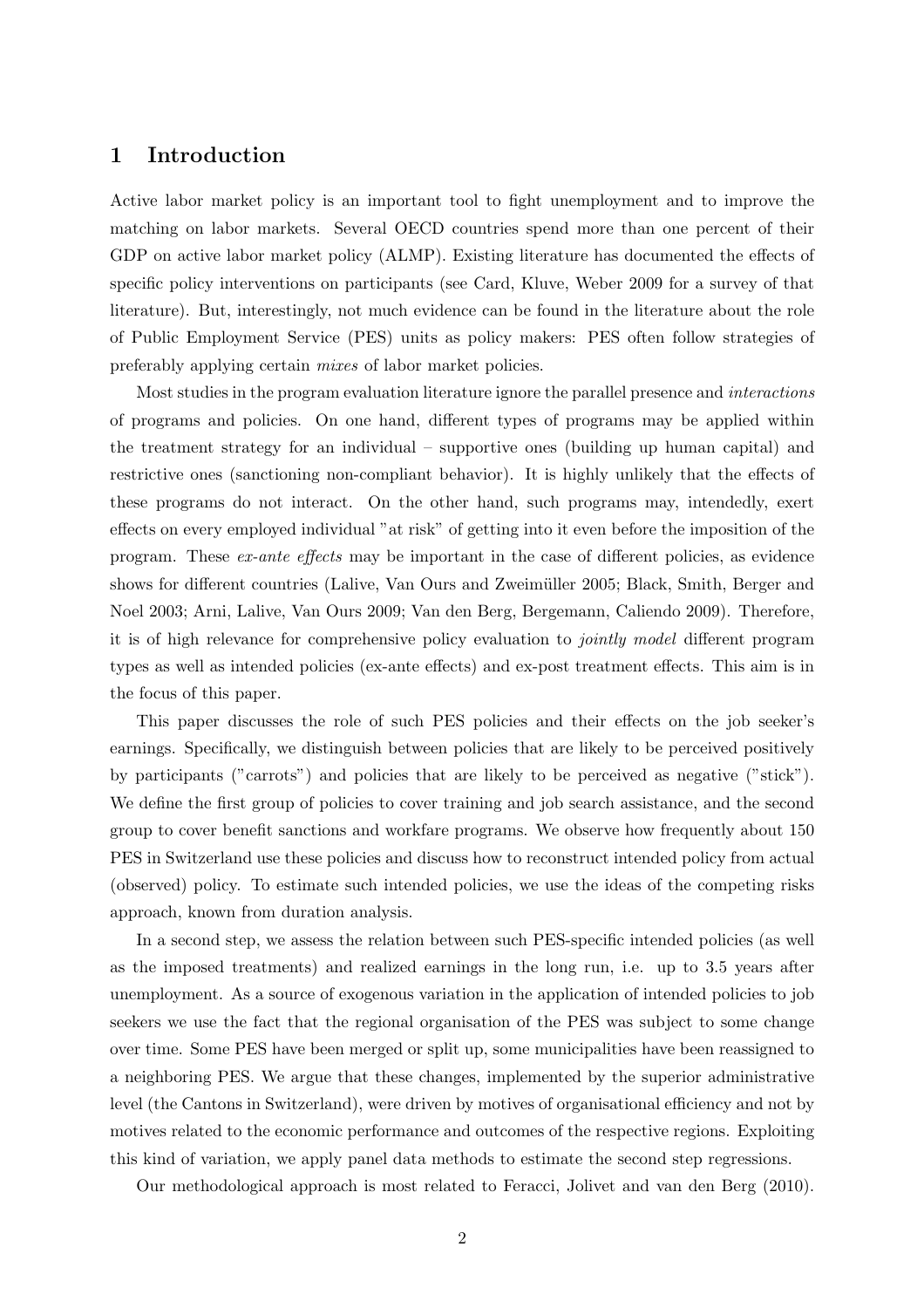## 1 Introduction

Active labor market policy is an important tool to fight unemployment and to improve the matching on labor markets. Several OECD countries spend more than one percent of their GDP on active labor market policy (ALMP). Existing literature has documented the effects of specific policy interventions on participants (see Card, Kluve, Weber 2009 for a survey of that literature). But, interestingly, not much evidence can be found in the literature about the role of Public Employment Service (PES) units as policy makers: PES often follow strategies of preferably applying certain *mixes* of labor market policies.

Most studies in the program evaluation literature ignore the parallel presence and *interactions* of programs and policies. On one hand, different types of programs may be applied within the treatment strategy for an individual – supportive ones (building up human capital) and restrictive ones (sanctioning non-compliant behavior). It is highly unlikely that the effects of these programs do not interact. On the other hand, such programs may, intendedly, exert effects on every employed individual "at risk" of getting into it even before the imposition of the program. These *ex-ante effects* may be important in the case of different policies, as evidence shows for different countries (Lalive, Van Ours and Zweimüller 2005; Black, Smith, Berger and Noel 2003; Arni, Lalive, Van Ours 2009; Van den Berg, Bergemann, Caliendo 2009). Therefore, it is of high relevance for comprehensive policy evaluation to *jointly model* different program types as well as intended policies (ex-ante effects) and ex-post treatment effects. This aim is in the focus of this paper.

This paper discusses the role of such PES policies and their effects on the job seeker's earnings. Specifically, we distinguish between policies that are likely to be perceived positively by participants ("carrots") and policies that are likely to be perceived as negative ("stick"). We define the first group of policies to cover training and job search assistance, and the second group to cover benefit sanctions and workfare programs. We observe how frequently about 150 PES in Switzerland use these policies and discuss how to reconstruct intended policy from actual (observed) policy. To estimate such intended policies, we use the ideas of the competing risks approach, known from duration analysis.

In a second step, we assess the relation between such PES-specific intended policies (as well as the imposed treatments) and realized earnings in the long run, i.e. up to 3.5 years after unemployment. As a source of exogenous variation in the application of intended policies to job seekers we use the fact that the regional organisation of the PES was subject to some change over time. Some PES have been merged or split up, some municipalities have been reassigned to a neighboring PES. We argue that these changes, implemented by the superior administrative level (the Cantons in Switzerland), were driven by motives of organisational efficiency and not by motives related to the economic performance and outcomes of the respective regions. Exploiting this kind of variation, we apply panel data methods to estimate the second step regressions.

Our methodological approach is most related to Feracci, Jolivet and van den Berg (2010).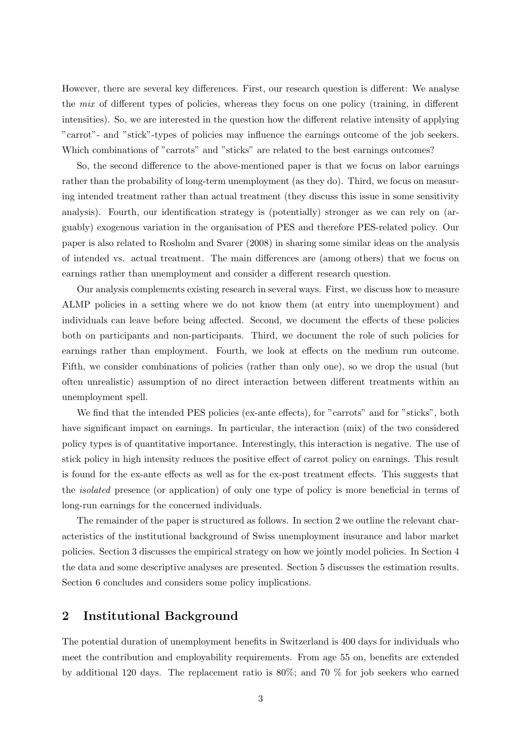However, there are several key differences. First, our research question is different: We analyse the *mix* of different types of policies, whereas they focus on one policy (training, in different intensities). So, we are interested in the question how the different relative intensity of applying "carrot"- and "stick"-types of policies may influence the earnings outcome of the job seekers. Which combinations of "carrots" and "sticks" are related to the best earnings outcomes?

So, the second difference to the above-mentioned paper is that we focus on labor earnings rather than the probability of long-term unemployment (as they do). Third, we focus on measuring intended treatment rather than actual treatment (they discuss this issue in some sensitivity analysis). Fourth, our identification strategy is (potentially) stronger as we can rely on (arguably) exogenous variation in the organisation of PES and therefore PES-related policy. Our paper is also related to Rosholm and Svarer (2008) in sharing some similar ideas on the analysis of intended vs. actual treatment. The main differences are (among others) that we focus on earnings rather than unemployment and consider a different research question.

Our analysis complements existing research in several ways. First, we discuss how to measure ALMP policies in a setting where we do not know them (at entry into unemployment) and individuals can leave before being affected. Second, we document the effects of these policies both on participants and non-participants. Third, we document the role of such policies for earnings rather than employment. Fourth, we look at effects on the medium run outcome. Fifth, we consider combinations of policies (rather than only one), so we drop the usual (but often unrealistic) assumption of no direct interaction between different treatments within an unemployment spell.

We find that the intended PES policies (ex-ante effects), for "carrots" and for "sticks", both have significant impact on earnings. In particular, the interaction (mix) of the two considered policy types is of quantitative importance. Interestingly, this interaction is negative. The use of stick policy in high intensity reduces the positive effect of carrot policy on earnings. This result is found for the ex-ante effects as well as for the ex-post treatment effects. This suggests that the *isolated* presence (or application) of only one type of policy is more beneficial in terms of long-run earnings for the concerned individuals.

The remainder of the paper is structured as follows. In section 2 we outline the relevant characteristics of the institutional background of Swiss unemployment insurance and labor market policies. Section 3 discusses the empirical strategy on how we jointly model policies. In Section 4 the data and some descriptive analyses are presented. Section 5 discusses the estimation results. Section 6 concludes and considers some policy implications.

## 2 Institutional Background

The potential duration of unemployment benefits in Switzerland is 400 days for individuals who meet the contribution and employability requirements. From age 55 on, benefits are extended by additional 120 days. The replacement ratio is 80%; and 70 % for job seekers who earned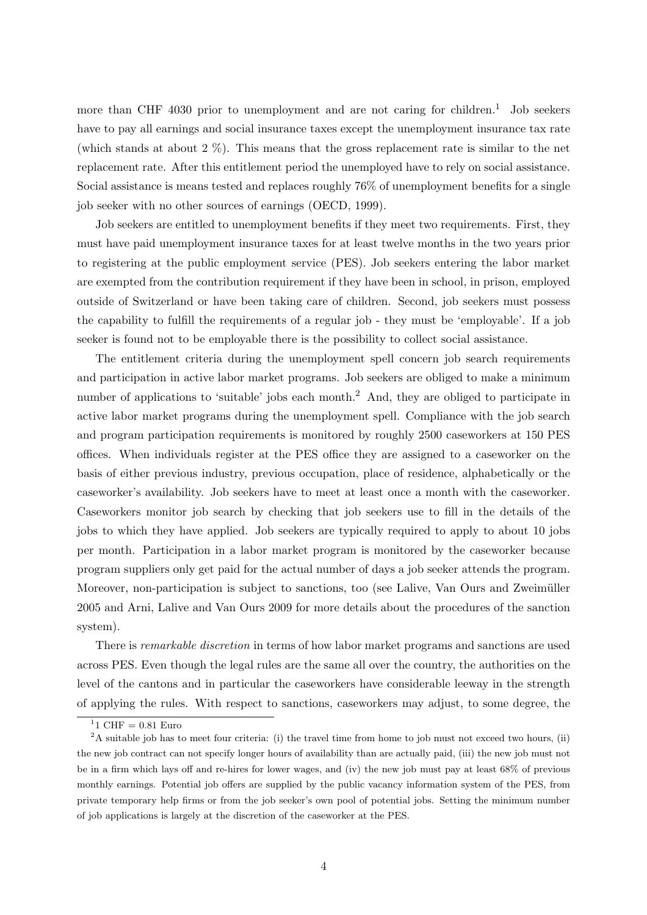more than CHF 4030 prior to unemployment and are not caring for children.[1] Job seekers have to pay all earnings and social insurance taxes except the unemployment insurance tax rate (which stands at about 2 %). This means that the gross replacement rate is similar to the net replacement rate. After this entitlement period the unemployed have to rely on social assistance. Social assistance is means tested and replaces roughly 76% of unemployment benefits for a single job seeker with no other sources of earnings (OECD, 1999).

Job seekers are entitled to unemployment benefits if they meet two requirements. First, they must have paid unemployment insurance taxes for at least twelve months in the two years prior to registering at the public employment service (PES). Job seekers entering the labor market are exempted from the contribution requirement if they have been in school, in prison, employed outside of Switzerland or have been taking care of children. Second, job seekers must possess the capability to fulfill the requirements of a regular job - they must be 'employable'. If a job seeker is found not to be employable there is the possibility to collect social assistance.

The entitlement criteria during the unemployment spell concern job search requirements and participation in active labor market programs. Job seekers are obliged to make a minimum number of applications to 'suitable' jobs each month.[2] And, they are obliged to participate in active labor market programs during the unemployment spell. Compliance with the job search and program participation requirements is monitored by roughly 2500 caseworkers at 150 PES offices. When individuals register at the PES office they are assigned to a caseworker on the basis of either previous industry, previous occupation, place of residence, alphabetically or the caseworker's availability. Job seekers have to meet at least once a month with the caseworker. Caseworkers monitor job search by checking that job seekers use to fill in the details of the jobs to which they have applied. Job seekers are typically required to apply to about 10 jobs per month. Participation in a labor market program is monitored by the caseworker because program suppliers only get paid for the actual number of days a job seeker attends the program. Moreover, non-participation is subject to sanctions, too (see Lalive, Van Ours and Zweimüller 2005 and Arni, Lalive and Van Ours 2009 for more details about the procedures of the sanction system).

There is *remarkable discretion* in terms of how labor market programs and sanctions are used across PES. Even though the legal rules are the same all over the country, the authorities on the level of the cantons and in particular the caseworkers have considerable leeway in the strength of applying the rules. With respect to sanctions, caseworkers may adjust, to some degree, the

[1] 1 CHF = 0.81 Euro

[2] A suitable job has to meet four criteria: (i) the travel time from home to job must not exceed two hours, (ii) the new job contract can not specify longer hours of availability than are actually paid, (iii) the new job must not be in a firm which lays off and re-hires for lower wages, and (iv) the new job must pay at least 68% of previous monthly earnings. Potential job offers are supplied by the public vacancy information system of the PES, from private temporary help firms or from the job seeker's own pool of potential jobs. Setting the minimum number of job applications is largely at the discretion of the caseworker at the PES.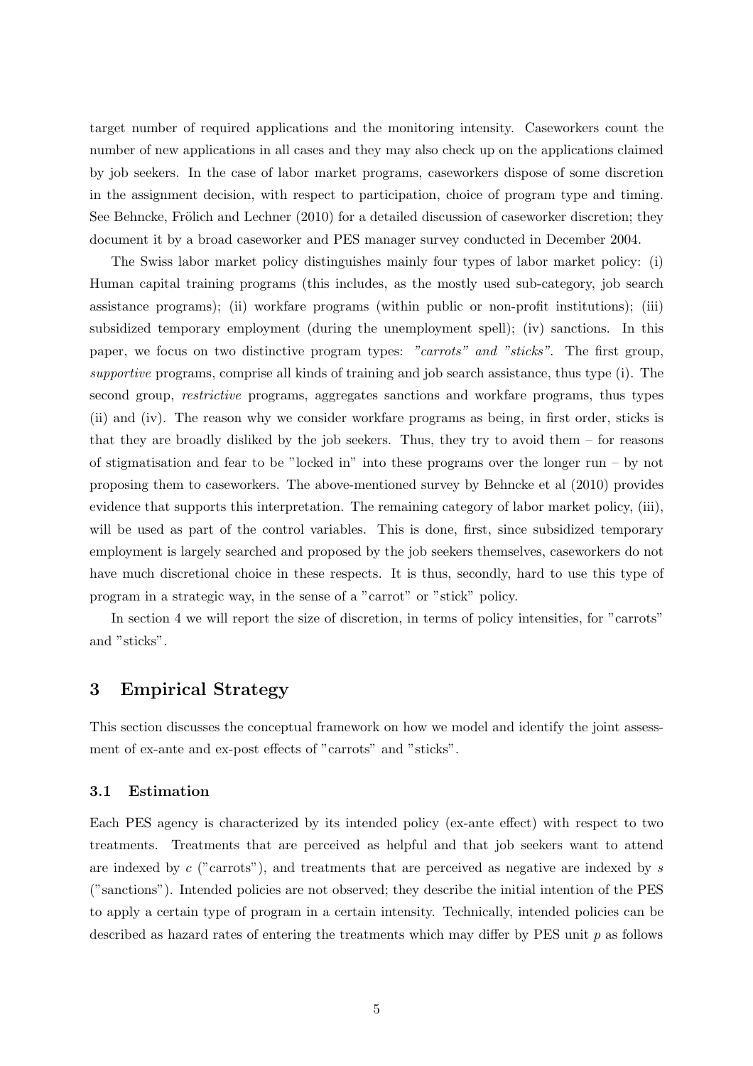target number of required applications and the monitoring intensity. Caseworkers count the number of new applications in all cases and they may also check up on the applications claimed by job seekers. In the case of labor market programs, caseworkers dispose of some discretion in the assignment decision, with respect to participation, choice of program type and timing. See Behncke, Frölich and Lechner (2010) for a detailed discussion of caseworker discretion; they document it by a broad caseworker and PES manager survey conducted in December 2004.

The Swiss labor market policy distinguishes mainly four types of labor market policy: (i) Human capital training programs (this includes, as the mostly used sub-category, job search assistance programs); (ii) workfare programs (within public or non-profit institutions); (iii) subsidized temporary employment (during the unemployment spell); (iv) sanctions. In this paper, we focus on two distinctive program types: *"carrots" and "sticks"*. The first group, *supportive* programs, comprise all kinds of training and job search assistance, thus type (i). The second group, *restrictive* programs, aggregates sanctions and workfare programs, thus types (ii) and (iv). The reason why we consider workfare programs as being, in first order, sticks is that they are broadly disliked by the job seekers. Thus, they try to avoid them – for reasons of stigmatisation and fear to be "locked in" into these programs over the longer run – by not proposing them to caseworkers. The above-mentioned survey by Behncke et al (2010) provides evidence that supports this interpretation. The remaining category of labor market policy, (iii), will be used as part of the control variables. This is done, first, since subsidized temporary employment is largely searched and proposed by the job seekers themselves, caseworkers do not have much discretional choice in these respects. It is thus, secondly, hard to use this type of program in a strategic way, in the sense of a "carrot" or "stick" policy.

In section 4 we will report the size of discretion, in terms of policy intensities, for "carrots" and "sticks".

## 3 Empirical Strategy

This section discusses the conceptual framework on how we model and identify the joint assessment of ex-ante and ex-post effects of "carrots" and "sticks".

### 3.1 Estimation

Each PES agency is characterized by its intended policy (ex-ante effect) with respect to two treatments. Treatments that are perceived as helpful and that job seekers want to attend are indexed by $c$ ("carrots"), and treatments that are perceived as negative are indexed by $s$ ("sanctions"). Intended policies are not observed; they describe the initial intention of the PES to apply a certain type of program in a certain intensity. Technically, intended policies can be described as hazard rates of entering the treatments which may differ by PES unit $p$ as follows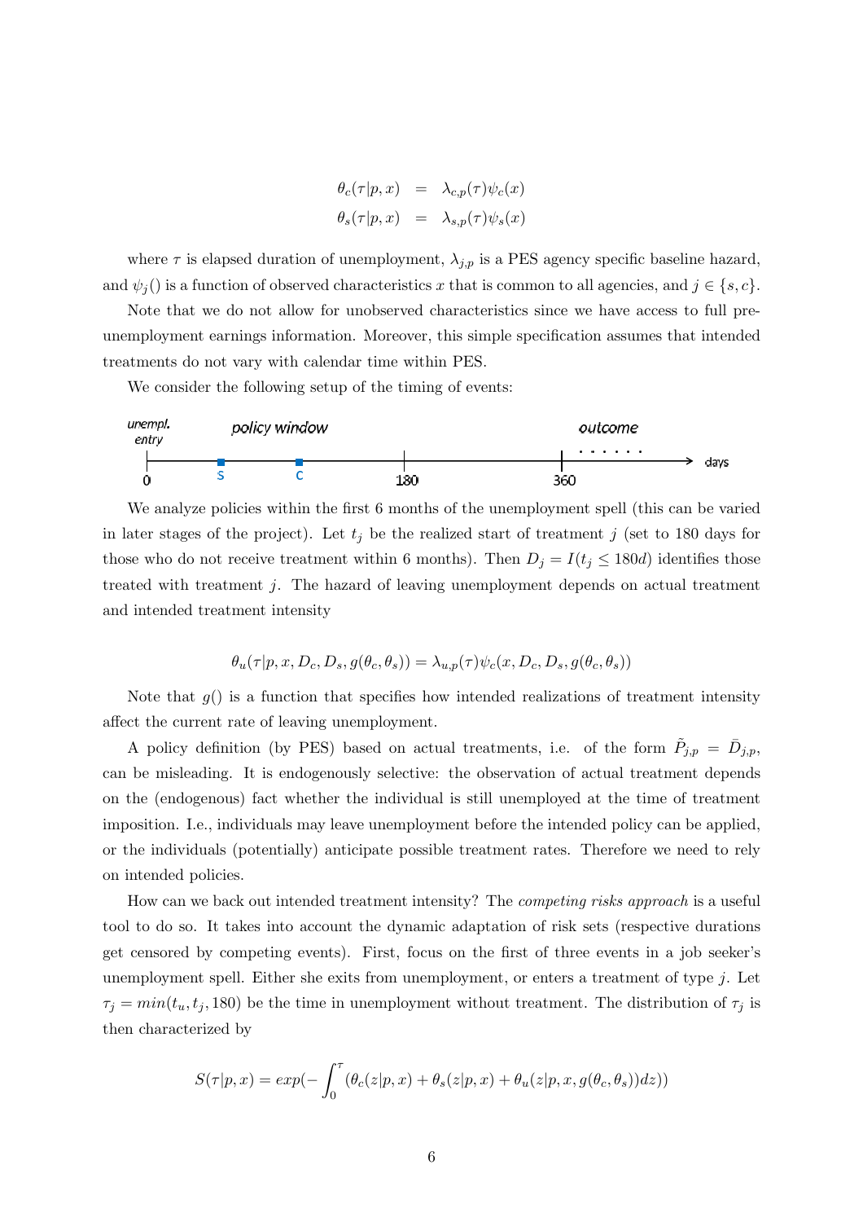$$
\begin{aligned}
\theta_c(\tau|p,x) &= \lambda_{c,p}(\tau)\psi_c(x) \\
\theta_s(\tau|p,x) &= \lambda_{s,p}(\tau)\psi_s(x)
\end{aligned}
$$

where $\tau$ is elapsed duration of unemployment, $\lambda_{j,p}$ is a PES agency specific baseline hazard, and $\psi_j()$ is a function of observed characteristics $x$ that is common to all agencies, and $j \in \{s, c\}$.

Note that we do not allow for unobserved characteristics since we have access to full pre-unemployment earnings information. Moreover, this simple specification assumes that intended treatments do not vary with calendar time within PES.

We consider the following setup of the timing of events:

unempl. entry — policy window — outcome; timeline (days): 0, S, C, 180, 360 ......

We analyze policies within the first 6 months of the unemployment spell (this can be varied in later stages of the project). Let $t_j$ be the realized start of treatment $j$ (set to 180 days for those who do not receive treatment within 6 months). Then $D_j = I(t_j \leq 180d)$ identifies those treated with treatment $j$. The hazard of leaving unemployment depends on actual treatment and intended treatment intensity

$$
\theta_u(\tau|p, x, D_c, D_s, g(\theta_c, \theta_s)) = \lambda_{u,p}(\tau)\psi_c(x, D_c, D_s, g(\theta_c, \theta_s))
$$

Note that $g()$ is a function that specifies how intended realizations of treatment intensity affect the current rate of leaving unemployment.

A policy definition (by PES) based on actual treatments, i.e. of the form $\tilde{P}_{j,p} = \bar{D}_{j,p}$, can be misleading. It is endogenously selective: the observation of actual treatment depends on the (endogenous) fact whether the individual is still unemployed at the time of treatment imposition. I.e., individuals may leave unemployment before the intended policy can be applied, or the individuals (potentially) anticipate possible treatment rates. Therefore we need to rely on intended policies.

How can we back out intended treatment intensity? The *competing risks approach* is a useful tool to do so. It takes into account the dynamic adaptation of risk sets (respective durations get censored by competing events). First, focus on the first of three events in a job seeker's unemployment spell. Either she exits from unemployment, or enters a treatment of type $j$. Let $\tau_j = min(t_u, t_j, 180)$ be the time in unemployment without treatment. The distribution of $\tau_j$ is then characterized by

$$
S(\tau|p, x) = exp(-\int_0^{\tau} (\theta_c(z|p, x) + \theta_s(z|p, x) + \theta_u(z|p, x, g(\theta_c, \theta_s))dz))
$$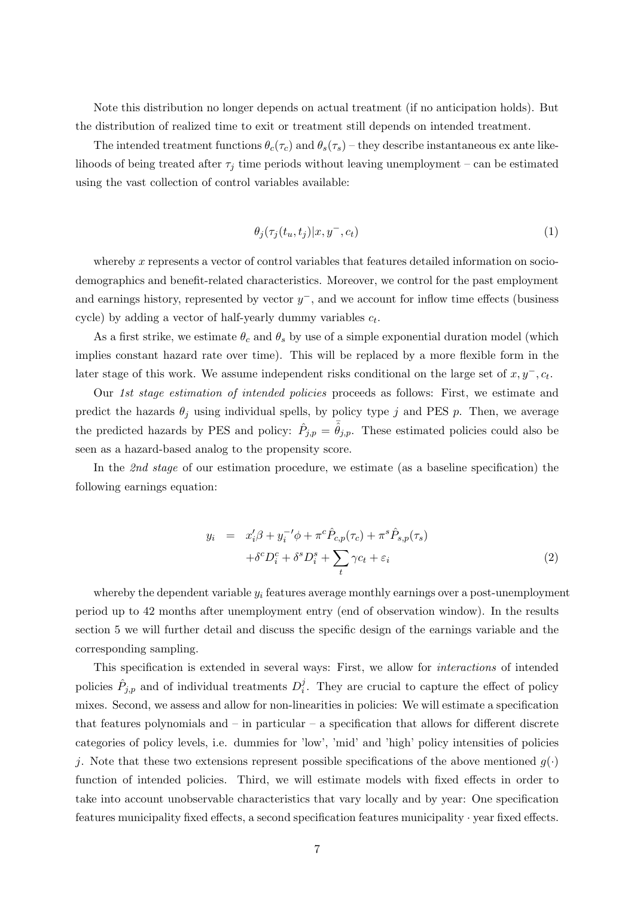Note this distribution no longer depends on actual treatment (if no anticipation holds). But the distribution of realized time to exit or treatment still depends on intended treatment.

The intended treatment functions $\theta_c(\tau_c)$ and $\theta_s(\tau_s)$ – they describe instantaneous ex ante likelihoods of being treated after $\tau_j$ time periods without leaving unemployment – can be estimated using the vast collection of control variables available:

$$\theta_j(\tau_j(t_u, t_j)|x, y^-, c_t) \tag{1}$$

whereby $x$ represents a vector of control variables that features detailed information on sociodemographics and benefit-related characteristics. Moreover, we control for the past employment and earnings history, represented by vector $y^-$, and we account for inflow time effects (business cycle) by adding a vector of half-yearly dummy variables $c_t$.

As a first strike, we estimate $\theta_c$ and $\theta_s$ by use of a simple exponential duration model (which implies constant hazard rate over time). This will be replaced by a more flexible form in the later stage of this work. We assume independent risks conditional on the large set of $x, y^-, c_t$.

Our *1st stage estimation of intended policies* proceeds as follows: First, we estimate and predict the hazards $\theta_j$ using individual spells, by policy type $j$ and PES $p$. Then, we average the predicted hazards by PES and policy: $\hat{P}_{j,p} = \bar{\hat{\theta}}_{j,p}$. These estimated policies could also be seen as a hazard-based analog to the propensity score.

In the *2nd stage* of our estimation procedure, we estimate (as a baseline specification) the following earnings equation:

$$\begin{aligned} y_i &= x_i'\beta + y_i^{-\prime}\phi + \pi^c \hat{P}_{c,p}(\tau_c) + \pi^s \hat{P}_{s,p}(\tau_s) \\ &\quad + \delta^c D_i^c + \delta^s D_i^s + \sum_t \gamma c_t + \varepsilon_i \end{aligned} \tag{2}$$

whereby the dependent variable $y_i$ features average monthly earnings over a post-unemployment period up to 42 months after unemployment entry (end of observation window). In the results section 5 we will further detail and discuss the specific design of the earnings variable and the corresponding sampling.

This specification is extended in several ways: First, we allow for *interactions* of intended policies $\hat{P}_{j,p}$ and of individual treatments $D_i^j$. They are crucial to capture the effect of policy mixes. Second, we assess and allow for non-linearities in policies: We will estimate a specification that features polynomials and – in particular – a specification that allows for different discrete categories of policy levels, i.e. dummies for 'low', 'mid' and 'high' policy intensities of policies $j$. Note that these two extensions represent possible specifications of the above mentioned $g(\cdot)$ function of intended policies. Third, we will estimate models with fixed effects in order to take into account unobservable characteristics that vary locally and by year: One specification features municipality fixed effects, a second specification features municipality $\cdot$ year fixed effects.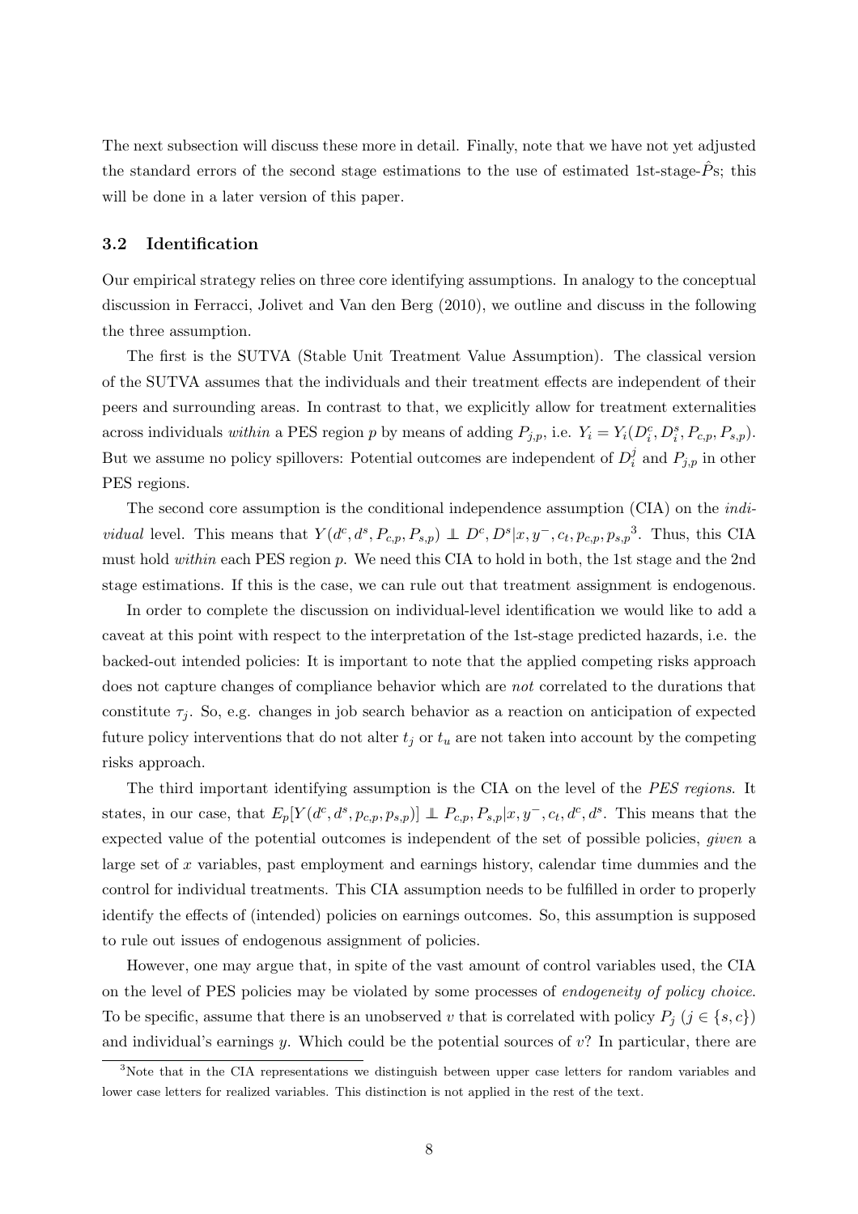The next subsection will discuss these more in detail. Finally, note that we have not yet adjusted the standard errors of the second stage estimations to the use of estimated 1st-stage-$\hat{P}$s; this will be done in a later version of this paper.

### 3.2 Identification

Our empirical strategy relies on three core identifying assumptions. In analogy to the conceptual discussion in Ferracci, Jolivet and Van den Berg (2010), we outline and discuss in the following the three assumption.

The first is the SUTVA (Stable Unit Treatment Value Assumption). The classical version of the SUTVA assumes that the individuals and their treatment effects are independent of their peers and surrounding areas. In contrast to that, we explicitly allow for treatment externalities across individuals *within* a PES region $p$ by means of adding $P_{j,p}$, i.e. $Y_i = Y_i(D_i^c, D_i^s, P_{c,p}, P_{s,p})$. But we assume no policy spillovers: Potential outcomes are independent of $D_i^j$ and $P_{j,p}$ in other PES regions.

The second core assumption is the conditional independence assumption (CIA) on the *individual* level. This means that $Y(d^c, d^s, P_{c,p}, P_{s,p}) \perp\!\!\!\perp D^c, D^s | x, y^-, c_t, p_{c,p}, p_{s,p}$[3]. Thus, this CIA must hold *within* each PES region $p$. We need this CIA to hold in both, the 1st stage and the 2nd stage estimations. If this is the case, we can rule out that treatment assignment is endogenous.

In order to complete the discussion on individual-level identification we would like to add a caveat at this point with respect to the interpretation of the 1st-stage predicted hazards, i.e. the backed-out intended policies: It is important to note that the applied competing risks approach does not capture changes of compliance behavior which are *not* correlated to the durations that constitute $\tau_j$. So, e.g. changes in job search behavior as a reaction on anticipation of expected future policy interventions that do not alter $t_j$ or $t_u$ are not taken into account by the competing risks approach.

The third important identifying assumption is the CIA on the level of the *PES regions*. It states, in our case, that $E_p[Y(d^c, d^s, p_{c,p}, p_{s,p})] \perp\!\!\!\perp P_{c,p}, P_{s,p} | x, y^-, c_t, d^c, d^s$. This means that the expected value of the potential outcomes is independent of the set of possible policies, *given* a large set of $x$ variables, past employment and earnings history, calendar time dummies and the control for individual treatments. This CIA assumption needs to be fulfilled in order to properly identify the effects of (intended) policies on earnings outcomes. So, this assumption is supposed to rule out issues of endogenous assignment of policies.

However, one may argue that, in spite of the vast amount of control variables used, the CIA on the level of PES policies may be violated by some processes of *endogeneity of policy choice*. To be specific, assume that there is an unobserved $v$ that is correlated with policy $P_j$ ($j \in \{s, c\}$) and individual's earnings $y$. Which could be the potential sources of $v$? In particular, there are

[3] Note that in the CIA representations we distinguish between upper case letters for random variables and lower case letters for realized variables. This distinction is not applied in the rest of the text.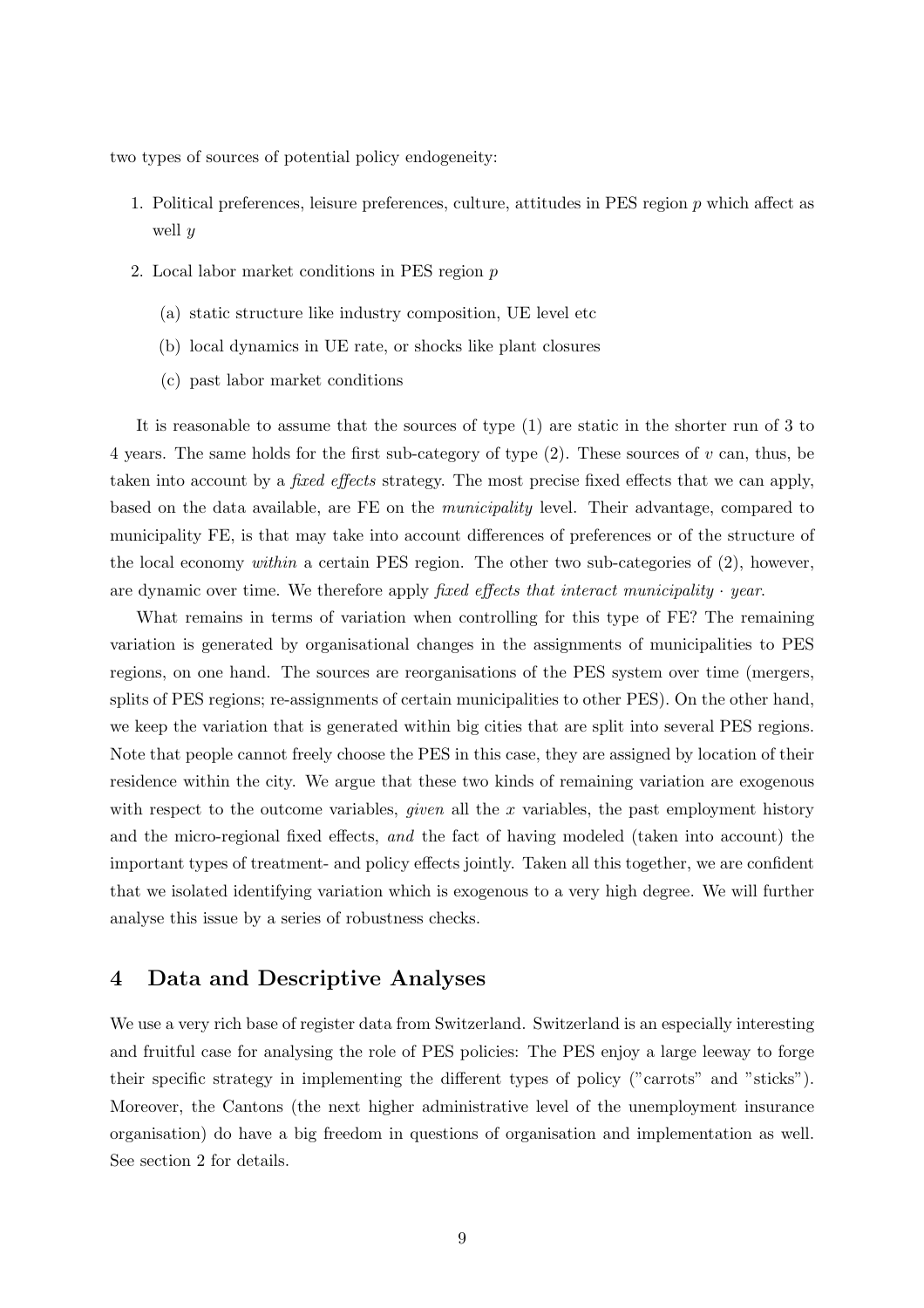two types of sources of potential policy endogeneity:

1. Political preferences, leisure preferences, culture, attitudes in PES region $p$ which affect as well $y$
2. Local labor market conditions in PES region $p$
   (a) static structure like industry composition, UE level etc
   (b) local dynamics in UE rate, or shocks like plant closures
   (c) past labor market conditions

It is reasonable to assume that the sources of type (1) are static in the shorter run of 3 to 4 years. The same holds for the first sub-category of type (2). These sources of $v$ can, thus, be taken into account by a *fixed effects* strategy. The most precise fixed effects that we can apply, based on the data available, are FE on the *municipality* level. Their advantage, compared to municipality FE, is that may take into account differences of preferences or of the structure of the local economy *within* a certain PES region. The other two sub-categories of (2), however, are dynamic over time. We therefore apply *fixed effects that interact municipality · year*.

What remains in terms of variation when controlling for this type of FE? The remaining variation is generated by organisational changes in the assignments of municipalities to PES regions, on one hand. The sources are reorganisations of the PES system over time (mergers, splits of PES regions; re-assignments of certain municipalities to other PES). On the other hand, we keep the variation that is generated within big cities that are split into several PES regions. Note that people cannot freely choose the PES in this case, they are assigned by location of their residence within the city. We argue that these two kinds of remaining variation are exogenous with respect to the outcome variables, *given* all the $x$ variables, the past employment history and the micro-regional fixed effects, *and* the fact of having modeled (taken into account) the important types of treatment- and policy effects jointly. Taken all this together, we are confident that we isolated identifying variation which is exogenous to a very high degree. We will further analyse this issue by a series of robustness checks.

## 4 Data and Descriptive Analyses

We use a very rich base of register data from Switzerland. Switzerland is an especially interesting and fruitful case for analysing the role of PES policies: The PES enjoy a large leeway to forge their specific strategy in implementing the different types of policy ("carrots" and "sticks"). Moreover, the Cantons (the next higher administrative level of the unemployment insurance organisation) do have a big freedom in questions of organisation and implementation as well. See section 2 for details.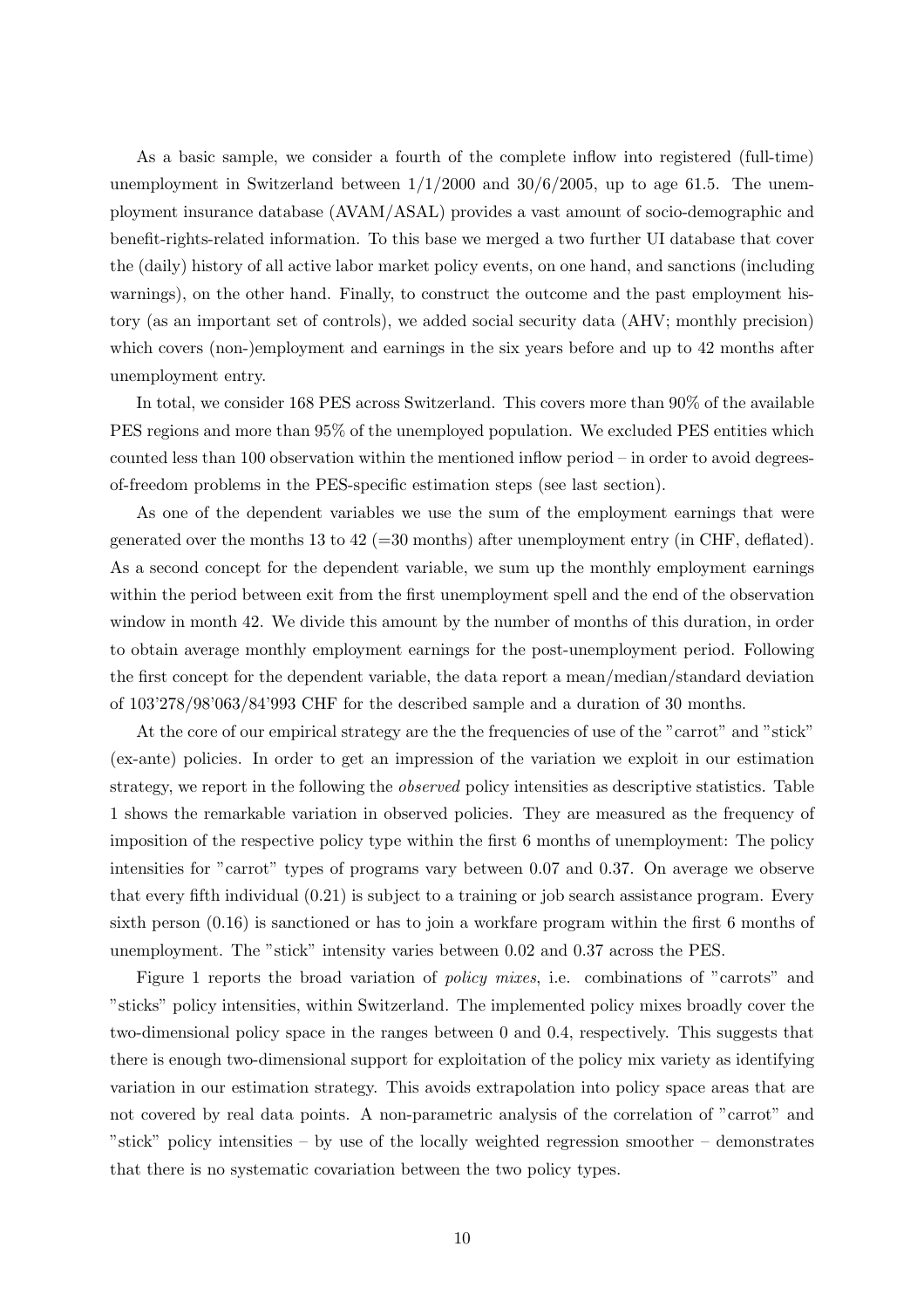As a basic sample, we consider a fourth of the complete inflow into registered (full-time) unemployment in Switzerland between 1/1/2000 and 30/6/2005, up to age 61.5. The unemployment insurance database (AVAM/ASAL) provides a vast amount of socio-demographic and benefit-rights-related information. To this base we merged a two further UI database that cover the (daily) history of all active labor market policy events, on one hand, and sanctions (including warnings), on the other hand. Finally, to construct the outcome and the past employment history (as an important set of controls), we added social security data (AHV; monthly precision) which covers (non-)employment and earnings in the six years before and up to 42 months after unemployment entry.

In total, we consider 168 PES across Switzerland. This covers more than 90% of the available PES regions and more than 95% of the unemployed population. We excluded PES entities which counted less than 100 observation within the mentioned inflow period – in order to avoid degrees-of-freedom problems in the PES-specific estimation steps (see last section).

As one of the dependent variables we use the sum of the employment earnings that were generated over the months 13 to 42 (=30 months) after unemployment entry (in CHF, deflated). As a second concept for the dependent variable, we sum up the monthly employment earnings within the period between exit from the first unemployment spell and the end of the observation window in month 42. We divide this amount by the number of months of this duration, in order to obtain average monthly employment earnings for the post-unemployment period. Following the first concept for the dependent variable, the data report a mean/median/standard deviation of 103'278/98'063/84'993 CHF for the described sample and a duration of 30 months.

At the core of our empirical strategy are the the frequencies of use of the "carrot" and "stick" (ex-ante) policies. In order to get an impression of the variation we exploit in our estimation strategy, we report in the following the *observed* policy intensities as descriptive statistics. Table 1 shows the remarkable variation in observed policies. They are measured as the frequency of imposition of the respective policy type within the first 6 months of unemployment: The policy intensities for "carrot" types of programs vary between 0.07 and 0.37. On average we observe that every fifth individual (0.21) is subject to a training or job search assistance program. Every sixth person (0.16) is sanctioned or has to join a workfare program within the first 6 months of unemployment. The "stick" intensity varies between 0.02 and 0.37 across the PES.

Figure 1 reports the broad variation of *policy mixes*, i.e. combinations of "carrots" and "sticks" policy intensities, within Switzerland. The implemented policy mixes broadly cover the two-dimensional policy space in the ranges between 0 and 0.4, respectively. This suggests that there is enough two-dimensional support for exploitation of the policy mix variety as identifying variation in our estimation strategy. This avoids extrapolation into policy space areas that are not covered by real data points. A non-parametric analysis of the correlation of "carrot" and "stick" policy intensities – by use of the locally weighted regression smoother – demonstrates that there is no systematic covariation between the two policy types.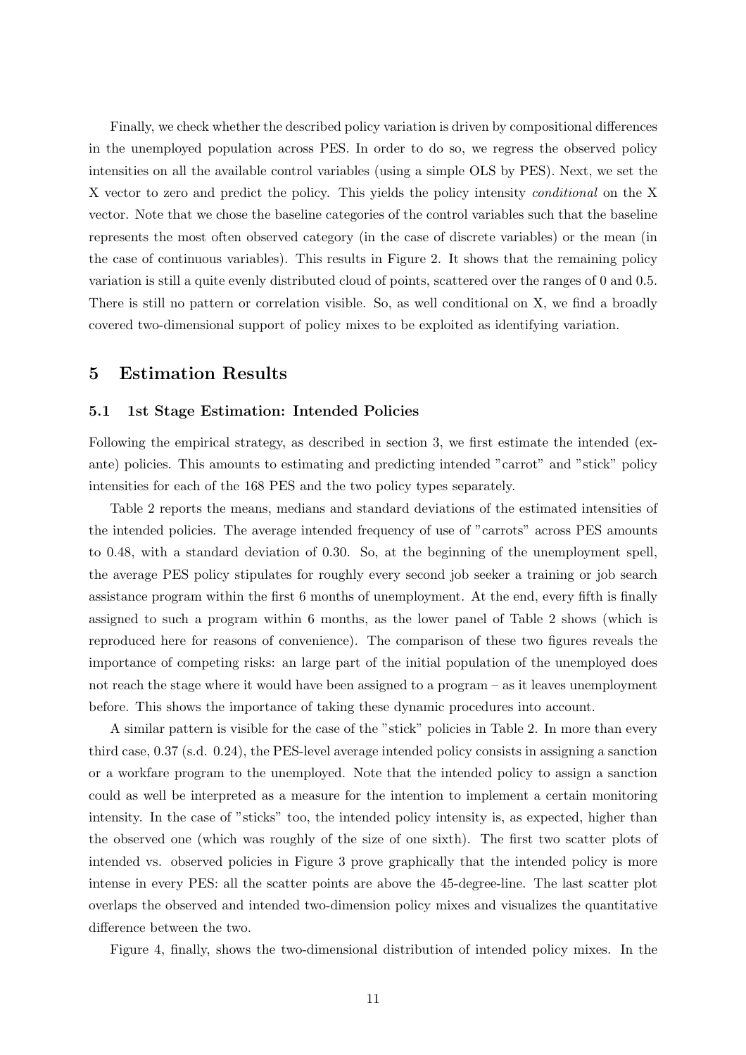Finally, we check whether the described policy variation is driven by compositional differences in the unemployed population across PES. In order to do so, we regress the observed policy intensities on all the available control variables (using a simple OLS by PES). Next, we set the X vector to zero and predict the policy. This yields the policy intensity *conditional* on the X vector. Note that we chose the baseline categories of the control variables such that the baseline represents the most often observed category (in the case of discrete variables) or the mean (in the case of continuous variables). This results in Figure 2. It shows that the remaining policy variation is still a quite evenly distributed cloud of points, scattered over the ranges of 0 and 0.5. There is still no pattern or correlation visible. So, as well conditional on X, we find a broadly covered two-dimensional support of policy mixes to be exploited as identifying variation.

## 5 Estimation Results

### 5.1 1st Stage Estimation: Intended Policies

Following the empirical strategy, as described in section 3, we first estimate the intended (ex-ante) policies. This amounts to estimating and predicting intended "carrot" and "stick" policy intensities for each of the 168 PES and the two policy types separately.

Table 2 reports the means, medians and standard deviations of the estimated intensities of the intended policies. The average intended frequency of use of "carrots" across PES amounts to 0.48, with a standard deviation of 0.30. So, at the beginning of the unemployment spell, the average PES policy stipulates for roughly every second job seeker a training or job search assistance program within the first 6 months of unemployment. At the end, every fifth is finally assigned to such a program within 6 months, as the lower panel of Table 2 shows (which is reproduced here for reasons of convenience). The comparison of these two figures reveals the importance of competing risks: an large part of the initial population of the unemployed does not reach the stage where it would have been assigned to a program – as it leaves unemployment before. This shows the importance of taking these dynamic procedures into account.

A similar pattern is visible for the case of the "stick" policies in Table 2. In more than every third case, 0.37 (s.d. 0.24), the PES-level average intended policy consists in assigning a sanction or a workfare program to the unemployed. Note that the intended policy to assign a sanction could as well be interpreted as a measure for the intention to implement a certain monitoring intensity. In the case of "sticks" too, the intended policy intensity is, as expected, higher than the observed one (which was roughly of the size of one sixth). The first two scatter plots of intended vs. observed policies in Figure 3 prove graphically that the intended policy is more intense in every PES: all the scatter points are above the 45-degree-line. The last scatter plot overlaps the observed and intended two-dimension policy mixes and visualizes the quantitative difference between the two.

Figure 4, finally, shows the two-dimensional distribution of intended policy mixes. In the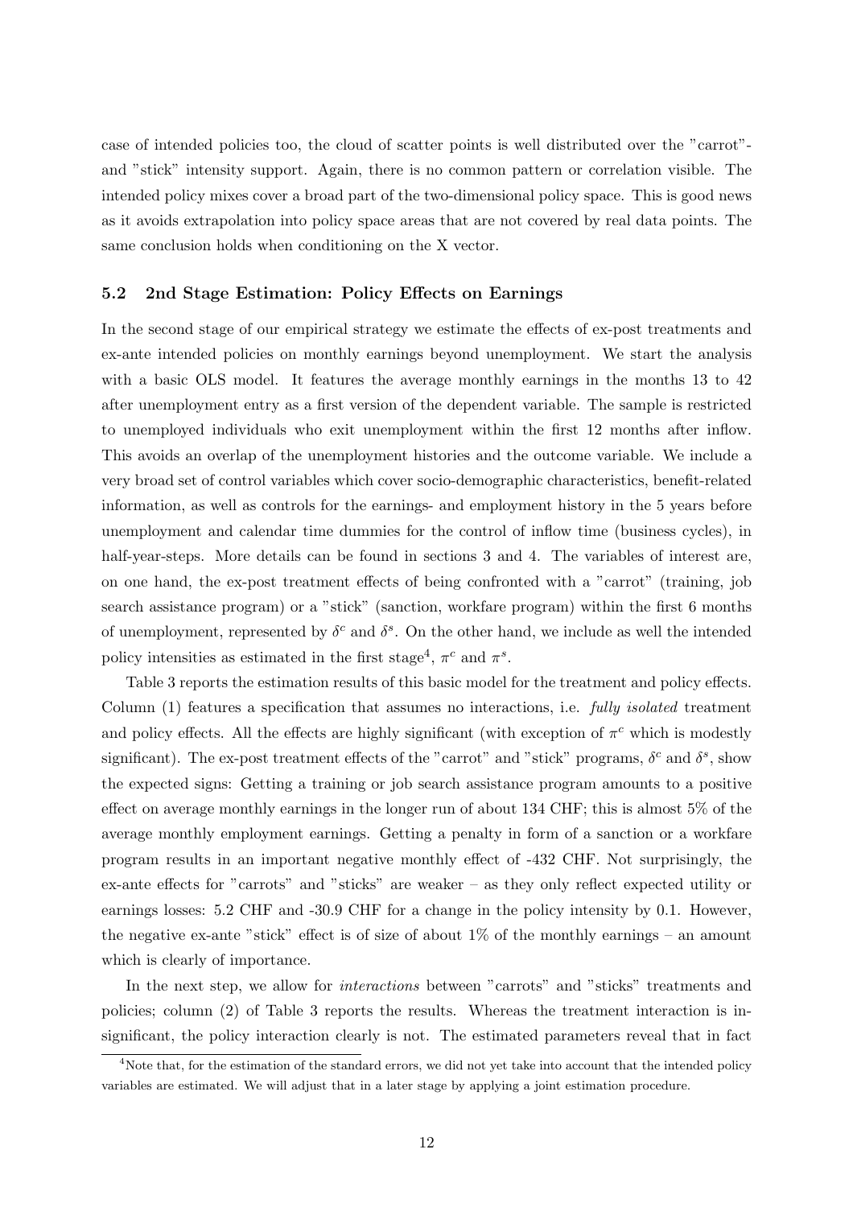case of intended policies too, the cloud of scatter points is well distributed over the "carrot"- and "stick" intensity support. Again, there is no common pattern or correlation visible. The intended policy mixes cover a broad part of the two-dimensional policy space. This is good news as it avoids extrapolation into policy space areas that are not covered by real data points. The same conclusion holds when conditioning on the X vector.

### 5.2 2nd Stage Estimation: Policy Effects on Earnings

In the second stage of our empirical strategy we estimate the effects of ex-post treatments and ex-ante intended policies on monthly earnings beyond unemployment. We start the analysis with a basic OLS model. It features the average monthly earnings in the months 13 to 42 after unemployment entry as a first version of the dependent variable. The sample is restricted to unemployed individuals who exit unemployment within the first 12 months after inflow. This avoids an overlap of the unemployment histories and the outcome variable. We include a very broad set of control variables which cover socio-demographic characteristics, benefit-related information, as well as controls for the earnings- and employment history in the 5 years before unemployment and calendar time dummies for the control of inflow time (business cycles), in half-year-steps. More details can be found in sections 3 and 4. The variables of interest are, on one hand, the ex-post treatment effects of being confronted with a "carrot" (training, job search assistance program) or a "stick" (sanction, workfare program) within the first 6 months of unemployment, represented by $\delta^c$ and $\delta^s$. On the other hand, we include as well the intended policy intensities as estimated in the first stage[4], $\pi^c$ and $\pi^s$.

Table 3 reports the estimation results of this basic model for the treatment and policy effects. Column (1) features a specification that assumes no interactions, i.e. *fully isolated* treatment and policy effects. All the effects are highly significant (with exception of $\pi^c$ which is modestly significant). The ex-post treatment effects of the "carrot" and "stick" programs, $\delta^c$ and $\delta^s$, show the expected signs: Getting a training or job search assistance program amounts to a positive effect on average monthly earnings in the longer run of about 134 CHF; this is almost 5% of the average monthly employment earnings. Getting a penalty in form of a sanction or a workfare program results in an important negative monthly effect of -432 CHF. Not surprisingly, the ex-ante effects for "carrots" and "sticks" are weaker – as they only reflect expected utility or earnings losses: 5.2 CHF and -30.9 CHF for a change in the policy intensity by 0.1. However, the negative ex-ante "stick" effect is of size of about 1% of the monthly earnings – an amount which is clearly of importance.

In the next step, we allow for *interactions* between "carrots" and "sticks" treatments and policies; column (2) of Table 3 reports the results. Whereas the treatment interaction is insignificant, the policy interaction clearly is not. The estimated parameters reveal that in fact

[4] Note that, for the estimation of the standard errors, we did not yet take into account that the intended policy variables are estimated. We will adjust that in a later stage by applying a joint estimation procedure.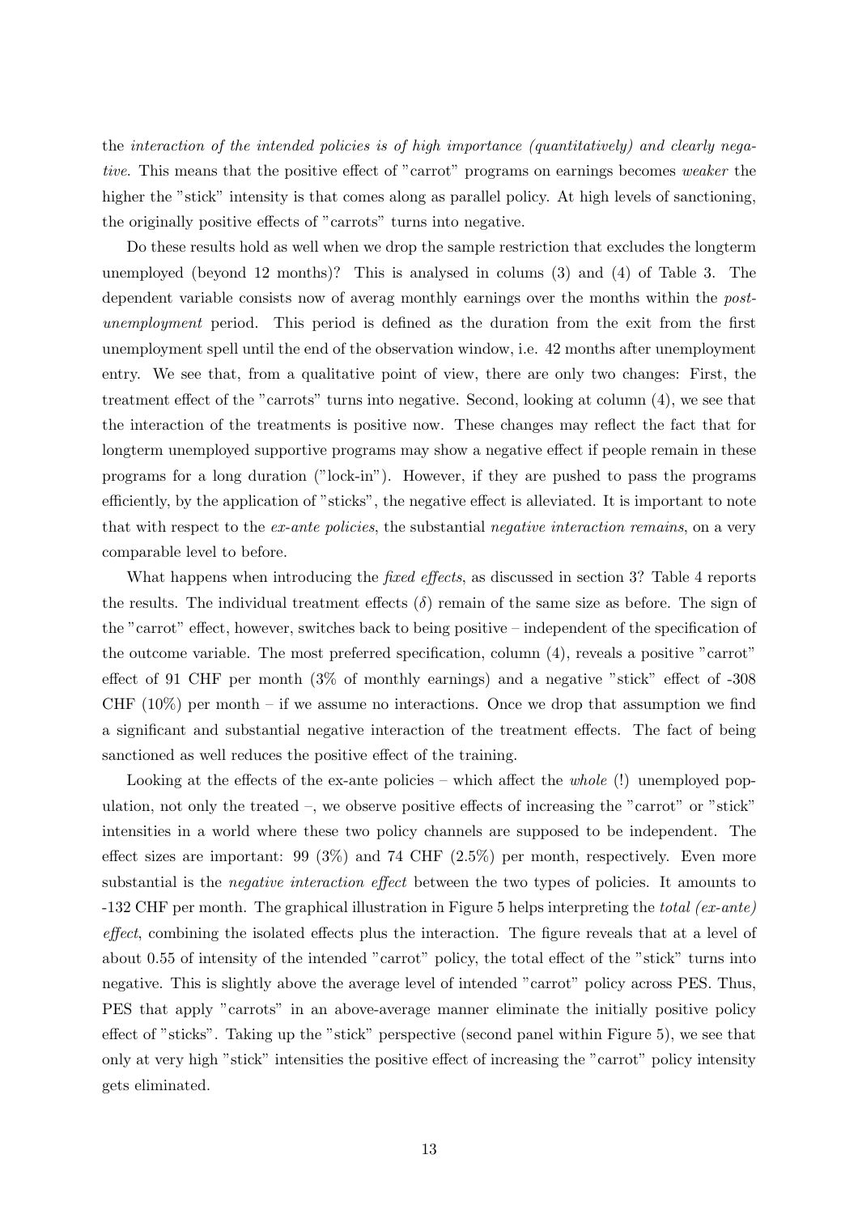the *interaction of the intended policies is of high importance (quantitatively) and clearly negative*. This means that the positive effect of "carrot" programs on earnings becomes *weaker* the higher the "stick" intensity is that comes along as parallel policy. At high levels of sanctioning, the originally positive effects of "carrots" turns into negative.

Do these results hold as well when we drop the sample restriction that excludes the longterm unemployed (beyond 12 months)? This is analysed in colums (3) and (4) of Table 3. The dependent variable consists now of averag monthly earnings over the months within the *post-unemployment* period. This period is defined as the duration from the exit from the first unemployment spell until the end of the observation window, i.e. 42 months after unemployment entry. We see that, from a qualitative point of view, there are only two changes: First, the treatment effect of the "carrots" turns into negative. Second, looking at column (4), we see that the interaction of the treatments is positive now. These changes may reflect the fact that for longterm unemployed supportive programs may show a negative effect if people remain in these programs for a long duration ("lock-in"). However, if they are pushed to pass the programs efficiently, by the application of "sticks", the negative effect is alleviated. It is important to note that with respect to the *ex-ante policies*, the substantial *negative interaction remains*, on a very comparable level to before.

What happens when introducing the *fixed effects*, as discussed in section 3? Table 4 reports the results. The individual treatment effects ($\delta$) remain of the same size as before. The sign of the "carrot" effect, however, switches back to being positive – independent of the specification of the outcome variable. The most preferred specification, column (4), reveals a positive "carrot" effect of 91 CHF per month (3% of monthly earnings) and a negative "stick" effect of -308 CHF (10%) per month – if we assume no interactions. Once we drop that assumption we find a significant and substantial negative interaction of the treatment effects. The fact of being sanctioned as well reduces the positive effect of the training.

Looking at the effects of the ex-ante policies – which affect the *whole* (!) unemployed population, not only the treated –, we observe positive effects of increasing the "carrot" or "stick" intensities in a world where these two policy channels are supposed to be independent. The effect sizes are important: 99 (3%) and 74 CHF (2.5%) per month, respectively. Even more substantial is the *negative interaction effect* between the two types of policies. It amounts to -132 CHF per month. The graphical illustration in Figure 5 helps interpreting the *total (ex-ante) effect*, combining the isolated effects plus the interaction. The figure reveals that at a level of about 0.55 of intensity of the intended "carrot" policy, the total effect of the "stick" turns into negative. This is slightly above the average level of intended "carrot" policy across PES. Thus, PES that apply "carrots" in an above-average manner eliminate the initially positive policy effect of "sticks". Taking up the "stick" perspective (second panel within Figure 5), we see that only at very high "stick" intensities the positive effect of increasing the "carrot" policy intensity gets eliminated.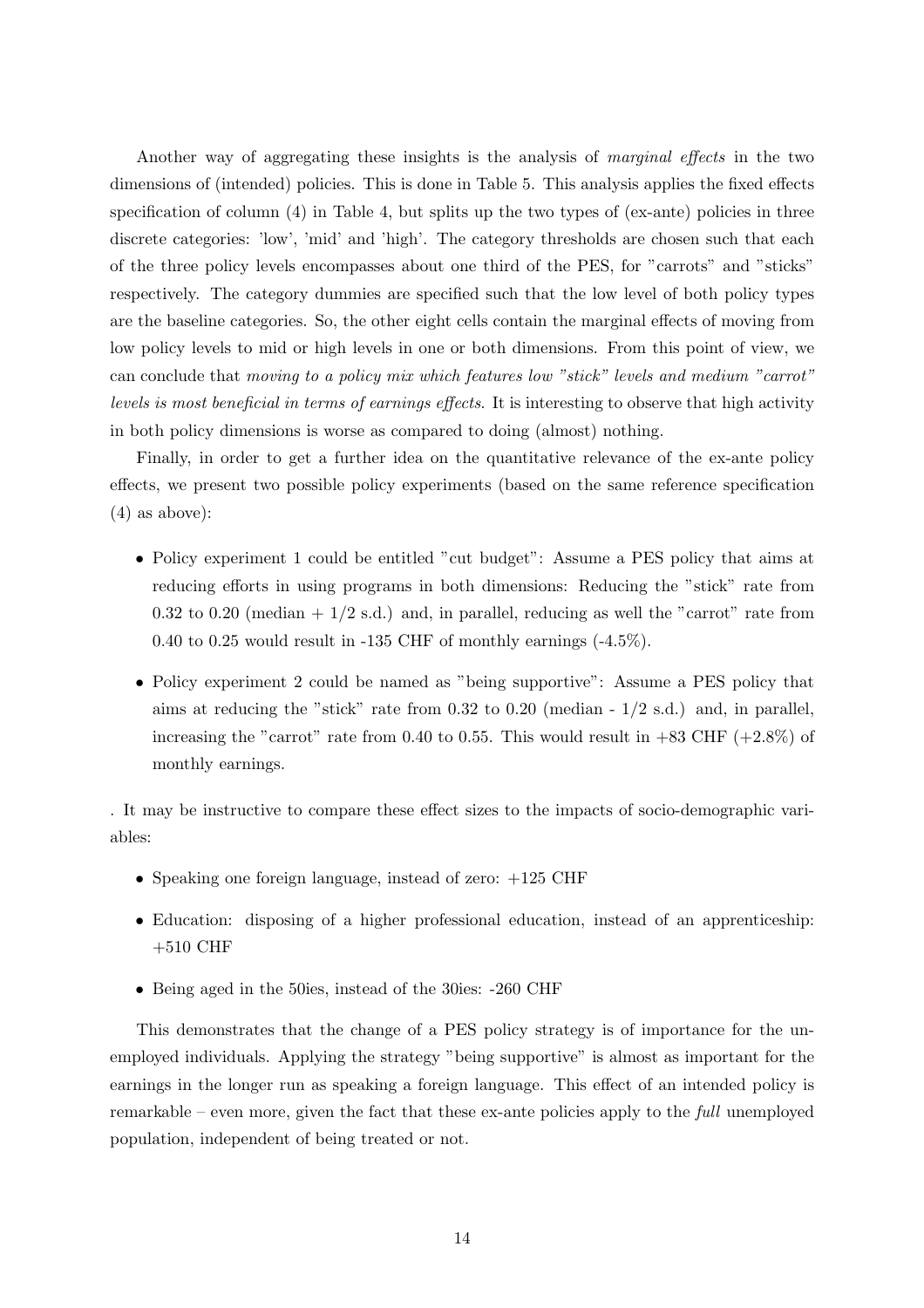Another way of aggregating these insights is the analysis of *marginal effects* in the two dimensions of (intended) policies. This is done in Table 5. This analysis applies the fixed effects specification of column (4) in Table 4, but splits up the two types of (ex-ante) policies in three discrete categories: 'low', 'mid' and 'high'. The category thresholds are chosen such that each of the three policy levels encompasses about one third of the PES, for "carrots" and "sticks" respectively. The category dummies are specified such that the low level of both policy types are the baseline categories. So, the other eight cells contain the marginal effects of moving from low policy levels to mid or high levels in one or both dimensions. From this point of view, we can conclude that *moving to a policy mix which features low "stick" levels and medium "carrot" levels is most beneficial in terms of earnings effects*. It is interesting to observe that high activity in both policy dimensions is worse as compared to doing (almost) nothing.

Finally, in order to get a further idea on the quantitative relevance of the ex-ante policy effects, we present two possible policy experiments (based on the same reference specification (4) as above):

- Policy experiment 1 could be entitled "cut budget": Assume a PES policy that aims at reducing efforts in using programs in both dimensions: Reducing the "stick" rate from 0.32 to 0.20 (median + 1/2 s.d.) and, in parallel, reducing as well the "carrot" rate from 0.40 to 0.25 would result in -135 CHF of monthly earnings (-4.5%).
- Policy experiment 2 could be named as "being supportive": Assume a PES policy that aims at reducing the "stick" rate from 0.32 to 0.20 (median - 1/2 s.d.) and, in parallel, increasing the "carrot" rate from 0.40 to 0.55. This would result in +83 CHF (+2.8%) of monthly earnings.

. It may be instructive to compare these effect sizes to the impacts of socio-demographic variables:

- Speaking one foreign language, instead of zero: +125 CHF
- Education: disposing of a higher professional education, instead of an apprenticeship: +510 CHF
- Being aged in the 50ies, instead of the 30ies: -260 CHF

This demonstrates that the change of a PES policy strategy is of importance for the unemployed individuals. Applying the strategy "being supportive" is almost as important for the earnings in the longer run as speaking a foreign language. This effect of an intended policy is remarkable – even more, given the fact that these ex-ante policies apply to the *full* unemployed population, independent of being treated or not.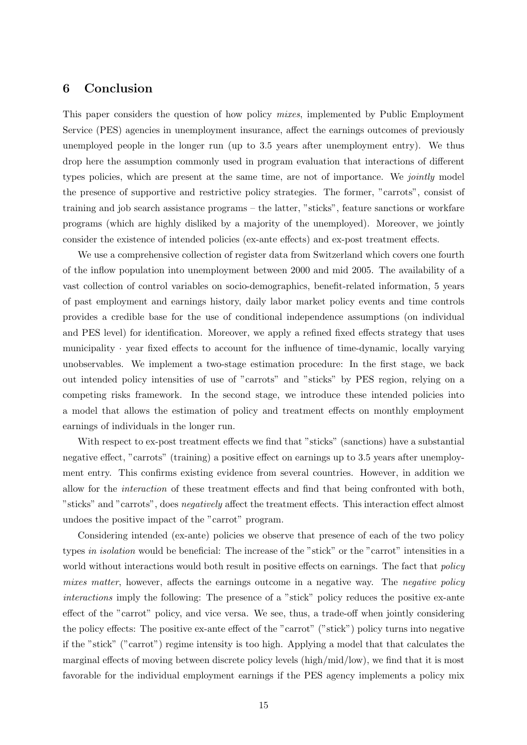## 6 Conclusion

This paper considers the question of how policy *mixes*, implemented by Public Employment Service (PES) agencies in unemployment insurance, affect the earnings outcomes of previously unemployed people in the longer run (up to 3.5 years after unemployment entry). We thus drop here the assumption commonly used in program evaluation that interactions of different types policies, which are present at the same time, are not of importance. We *jointly* model the presence of supportive and restrictive policy strategies. The former, "carrots", consist of training and job search assistance programs – the latter, "sticks", feature sanctions or workfare programs (which are highly disliked by a majority of the unemployed). Moreover, we jointly consider the existence of intended policies (ex-ante effects) and ex-post treatment effects.

We use a comprehensive collection of register data from Switzerland which covers one fourth of the inflow population into unemployment between 2000 and mid 2005. The availability of a vast collection of control variables on socio-demographics, benefit-related information, 5 years of past employment and earnings history, daily labor market policy events and time controls provides a credible base for the use of conditional independence assumptions (on individual and PES level) for identification. Moreover, we apply a refined fixed effects strategy that uses municipality · year fixed effects to account for the influence of time-dynamic, locally varying unobservables. We implement a two-stage estimation procedure: In the first stage, we back out intended policy intensities of use of "carrots" and "sticks" by PES region, relying on a competing risks framework. In the second stage, we introduce these intended policies into a model that allows the estimation of policy and treatment effects on monthly employment earnings of individuals in the longer run.

With respect to ex-post treatment effects we find that "sticks" (sanctions) have a substantial negative effect, "carrots" (training) a positive effect on earnings up to 3.5 years after unemployment entry. This confirms existing evidence from several countries. However, in addition we allow for the *interaction* of these treatment effects and find that being confronted with both, "sticks" and "carrots", does *negatively* affect the treatment effects. This interaction effect almost undoes the positive impact of the "carrot" program.

Considering intended (ex-ante) policies we observe that presence of each of the two policy types *in isolation* would be beneficial: The increase of the "stick" or the "carrot" intensities in a world without interactions would both result in positive effects on earnings. The fact that *policy mixes matter*, however, affects the earnings outcome in a negative way. The *negative policy interactions* imply the following: The presence of a "stick" policy reduces the positive ex-ante effect of the "carrot" policy, and vice versa. We see, thus, a trade-off when jointly considering the policy effects: The positive ex-ante effect of the "carrot" ("stick") policy turns into negative if the "stick" ("carrot") regime intensity is too high. Applying a model that that calculates the marginal effects of moving between discrete policy levels (high/mid/low), we find that it is most favorable for the individual employment earnings if the PES agency implements a policy mix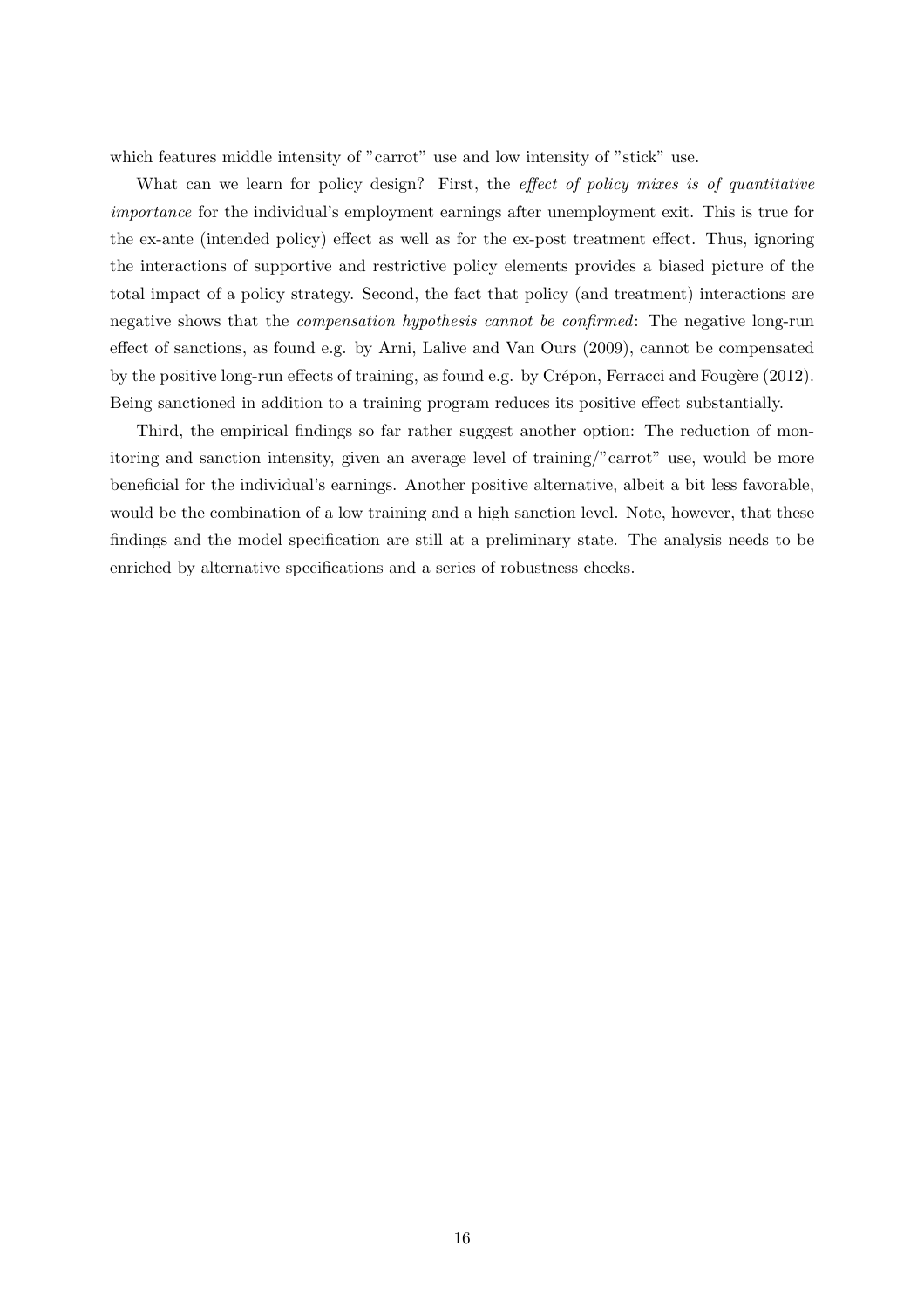which features middle intensity of "carrot" use and low intensity of "stick" use.

What can we learn for policy design? First, the *effect of policy mixes is of quantitative importance* for the individual's employment earnings after unemployment exit. This is true for the ex-ante (intended policy) effect as well as for the ex-post treatment effect. Thus, ignoring the interactions of supportive and restrictive policy elements provides a biased picture of the total impact of a policy strategy. Second, the fact that policy (and treatment) interactions are negative shows that the *compensation hypothesis cannot be confirmed*: The negative long-run effect of sanctions, as found e.g. by Arni, Lalive and Van Ours (2009), cannot be compensated by the positive long-run effects of training, as found e.g. by Crépon, Ferracci and Fougère (2012). Being sanctioned in addition to a training program reduces its positive effect substantially.

Third, the empirical findings so far rather suggest another option: The reduction of monitoring and sanction intensity, given an average level of training/"carrot" use, would be more beneficial for the individual's earnings. Another positive alternative, albeit a bit less favorable, would be the combination of a low training and a high sanction level. Note, however, that these findings and the model specification are still at a preliminary state. The analysis needs to be enriched by alternative specifications and a series of robustness checks.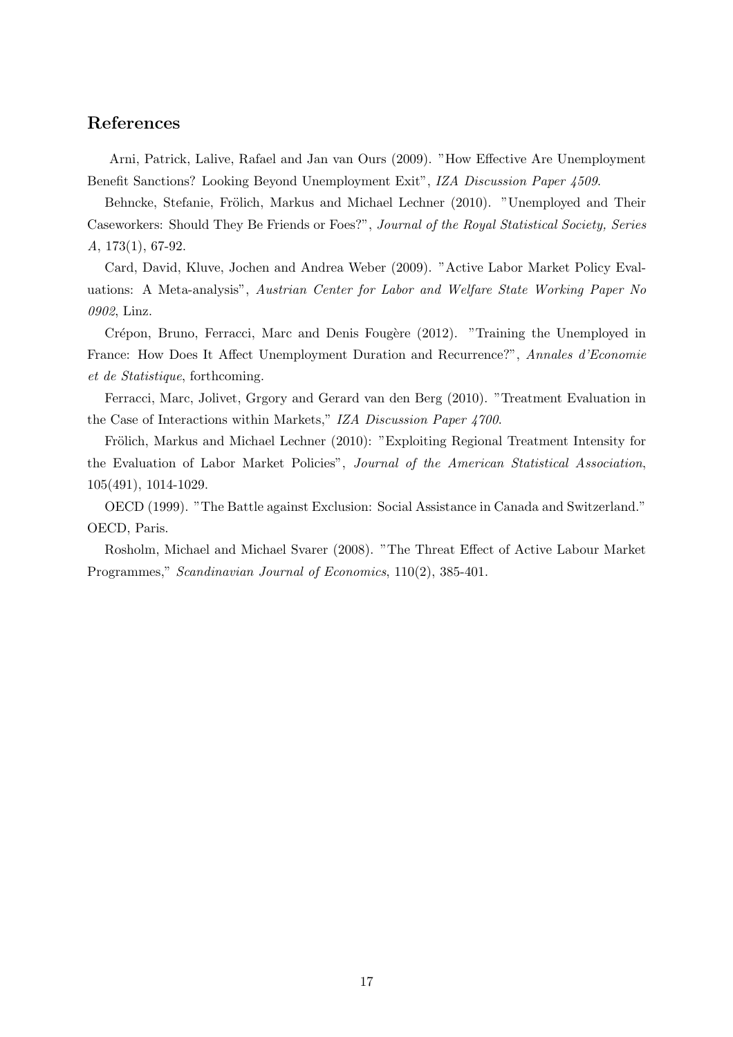## References

Arni, Patrick, Lalive, Rafael and Jan van Ours (2009). "How Effective Are Unemployment Benefit Sanctions? Looking Beyond Unemployment Exit", *IZA Discussion Paper 4509*.

Behncke, Stefanie, Frölich, Markus and Michael Lechner (2010). "Unemployed and Their Caseworkers: Should They Be Friends or Foes?", *Journal of the Royal Statistical Society, Series A*, 173(1), 67-92.

Card, David, Kluve, Jochen and Andrea Weber (2009). "Active Labor Market Policy Evaluations: A Meta-analysis", *Austrian Center for Labor and Welfare State Working Paper No 0902*, Linz.

Crépon, Bruno, Ferracci, Marc and Denis Fougère (2012). "Training the Unemployed in France: How Does It Affect Unemployment Duration and Recurrence?", *Annales d'Economie et de Statistique*, forthcoming.

Ferracci, Marc, Jolivet, Grgory and Gerard van den Berg (2010). "Treatment Evaluation in the Case of Interactions within Markets," *IZA Discussion Paper 4700*.

Frölich, Markus and Michael Lechner (2010): "Exploiting Regional Treatment Intensity for the Evaluation of Labor Market Policies", *Journal of the American Statistical Association*, 105(491), 1014-1029.

OECD (1999). "The Battle against Exclusion: Social Assistance in Canada and Switzerland." OECD, Paris.

Rosholm, Michael and Michael Svarer (2008). "The Threat Effect of Active Labour Market Programmes," *Scandinavian Journal of Economics*, 110(2), 385-401.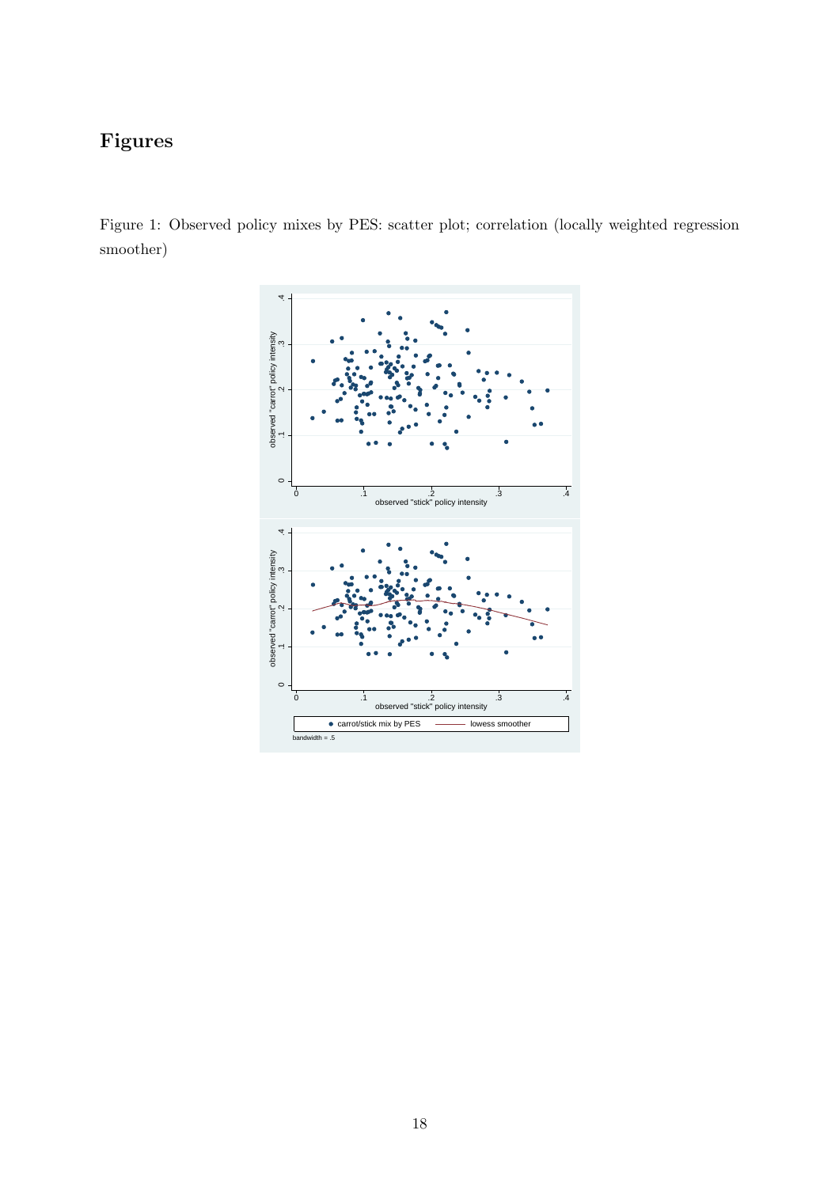# Figures

Figure 1: Observed policy mixes by PES: scatter plot; correlation (locally weighted regression smoother)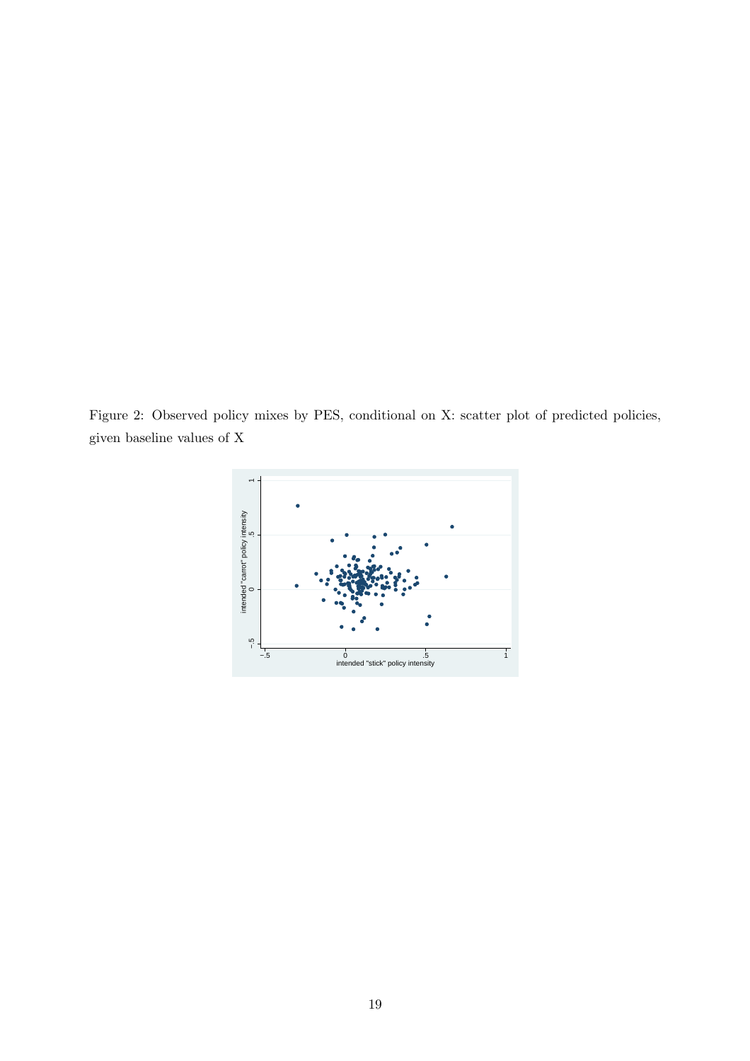Figure 2: Observed policy mixes by PES, conditional on X: scatter plot of predicted policies, given baseline values of X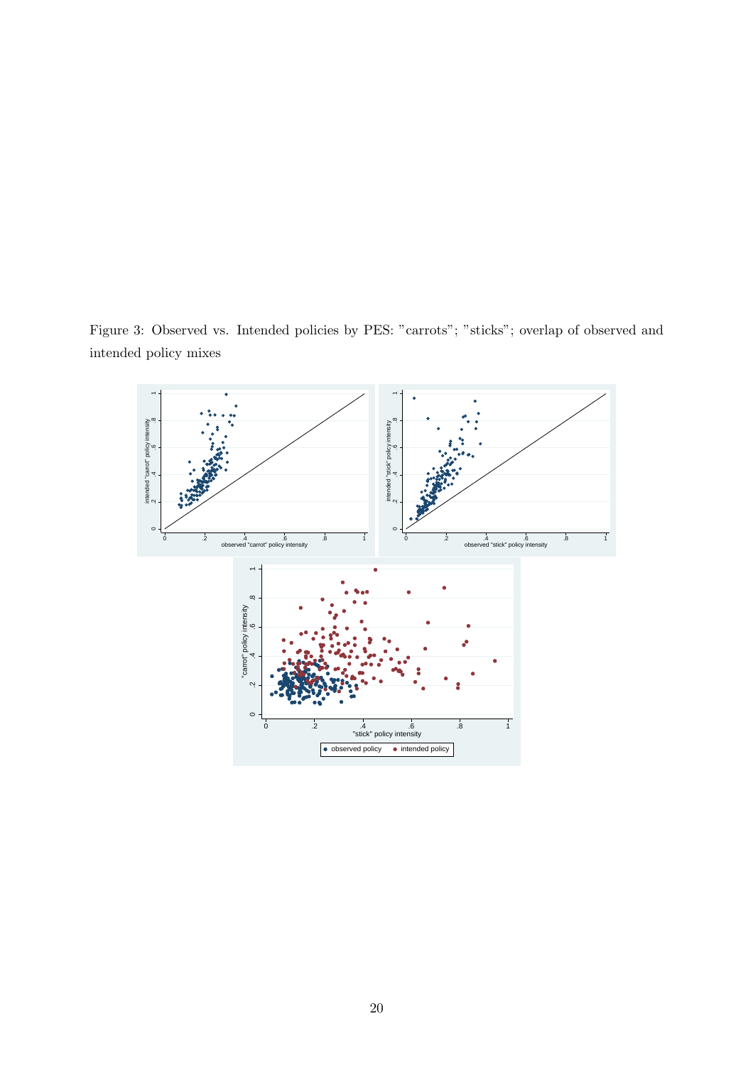Figure 3: Observed vs. Intended policies by PES: "carrots"; "sticks"; overlap of observed and intended policy mixes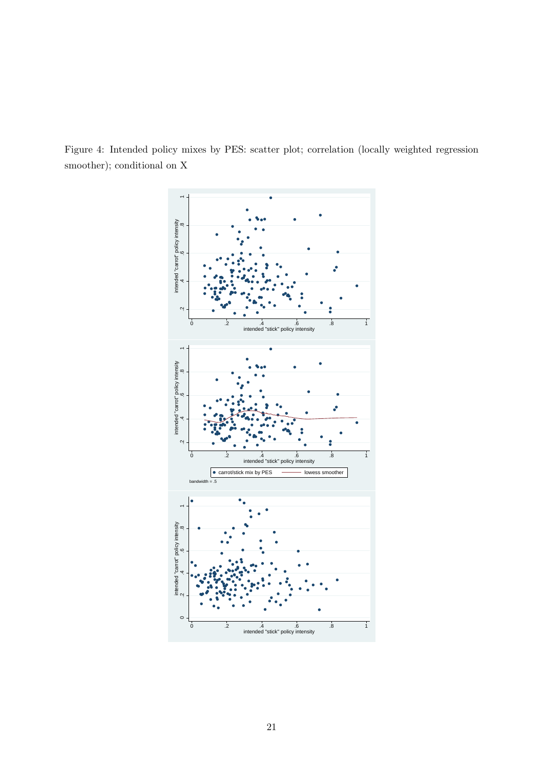Figure 4: Intended policy mixes by PES: scatter plot; correlation (locally weighted regression smoother); conditional on X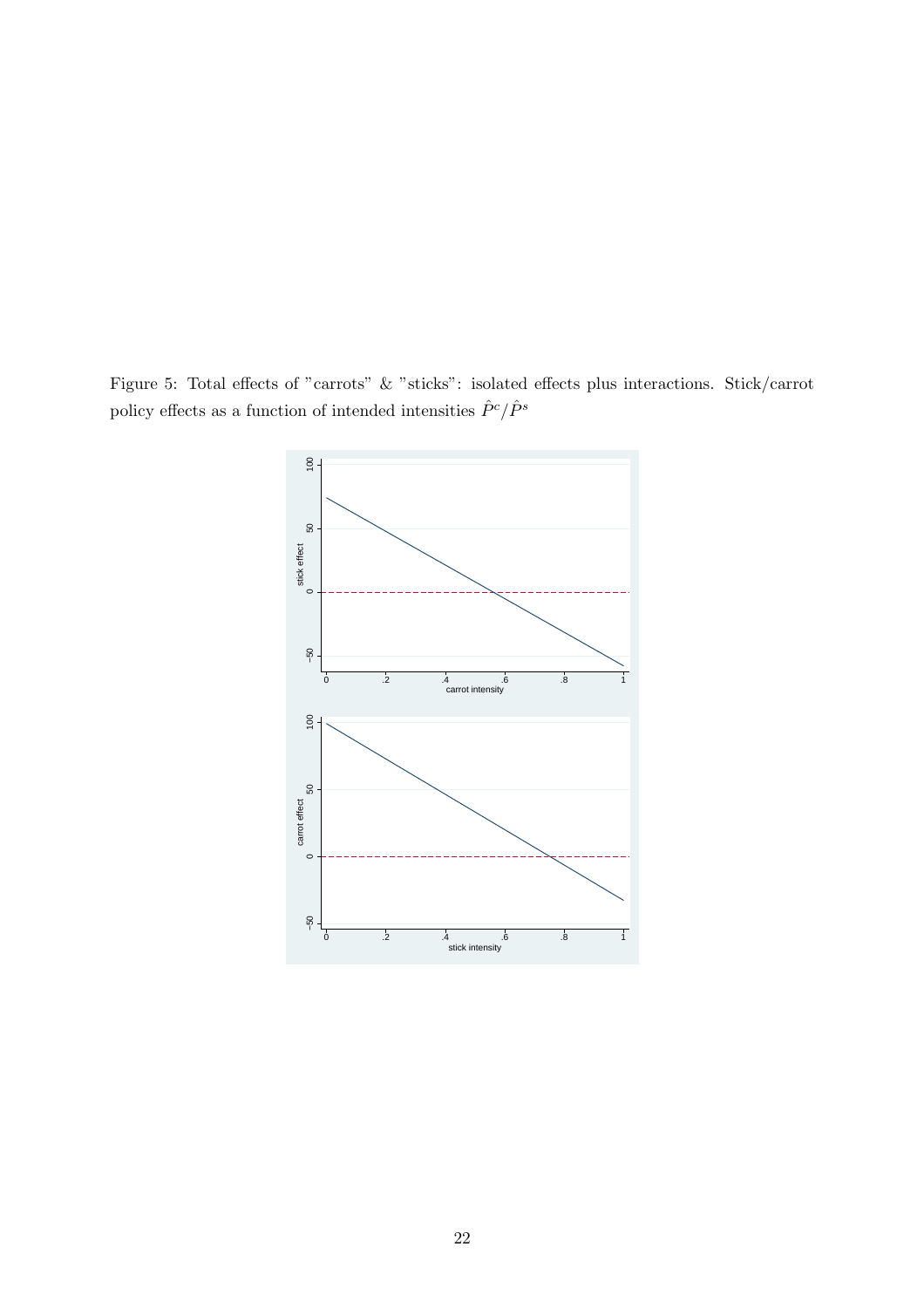Figure 5: Total effects of "carrots" & "sticks": isolated effects plus interactions. Stick/carrot policy effects as a function of intended intensities $\hat{P}^c/\hat{P}^s$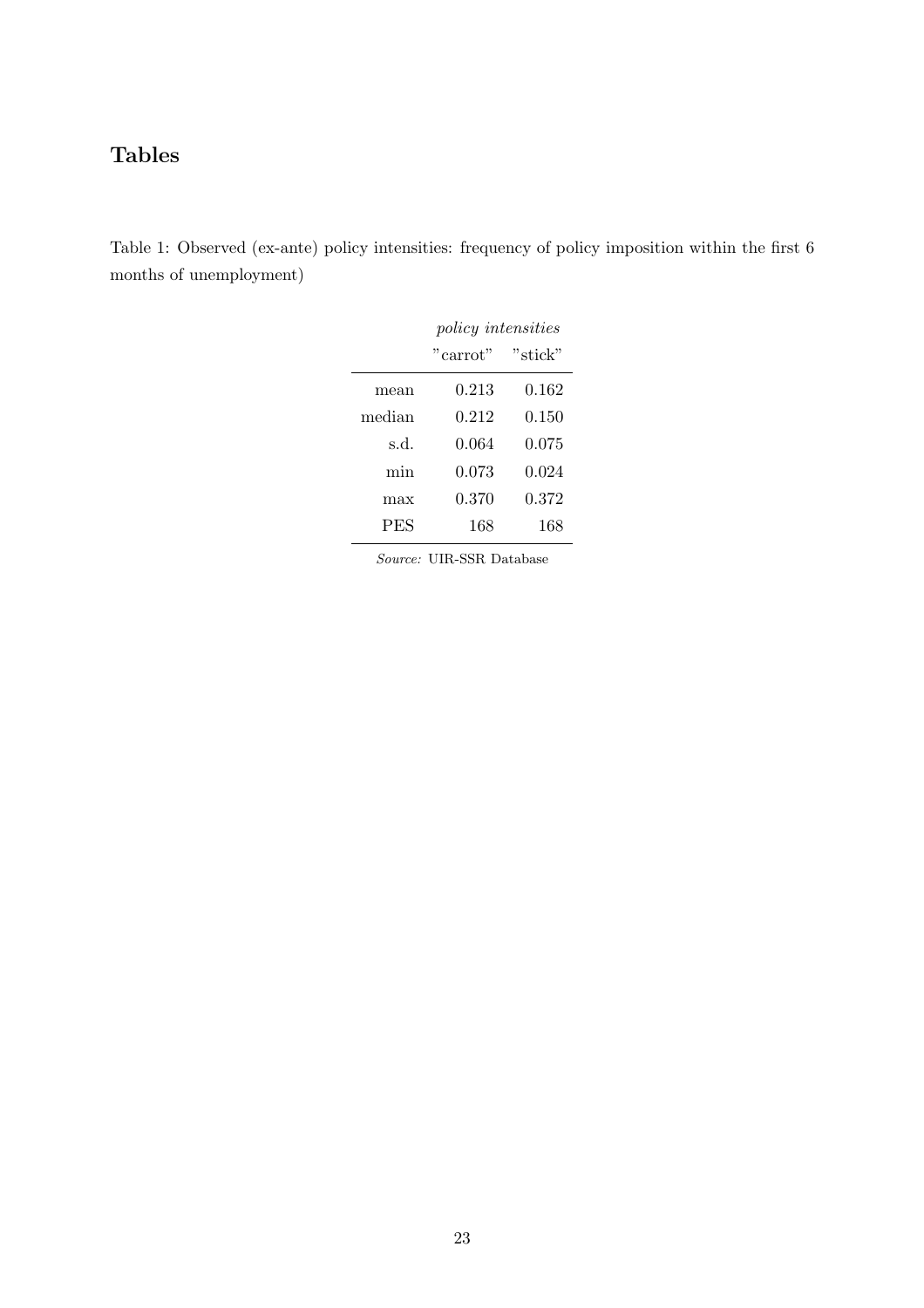# Tables

Table 1: Observed (ex-ante) policy intensities: frequency of policy imposition within the first 6 months of unemployment)

| | *policy intensities* | |
|---|---|---|
| | "carrot" | "stick" |
| mean | 0.213 | 0.162 |
| median | 0.212 | 0.150 |
| s.d. | 0.064 | 0.075 |
| min | 0.073 | 0.024 |
| max | 0.370 | 0.372 |
| PES | 168 | 168 |

*Source:* UIR-SSR Database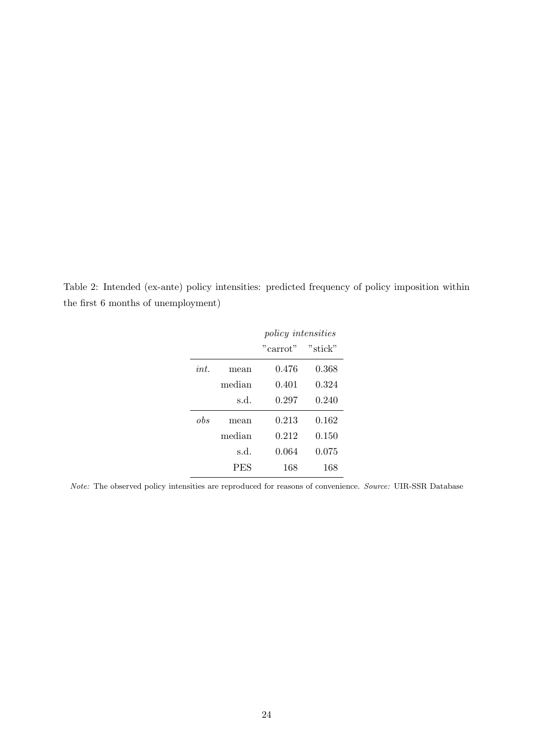Table 2: Intended (ex-ante) policy intensities: predicted frequency of policy imposition within the first 6 months of unemployment)

| | | *policy intensities* | |
|---|---|---|---|
| | | "carrot" | "stick" |
| *int.* | mean | 0.476 | 0.368 |
| | median | 0.401 | 0.324 |
| | s.d. | 0.297 | 0.240 |
| *obs* | mean | 0.213 | 0.162 |
| | median | 0.212 | 0.150 |
| | s.d. | 0.064 | 0.075 |
| | PES | 168 | 168 |

*Note:* The observed policy intensities are reproduced for reasons of convenience. *Source:* UIR-SSR Database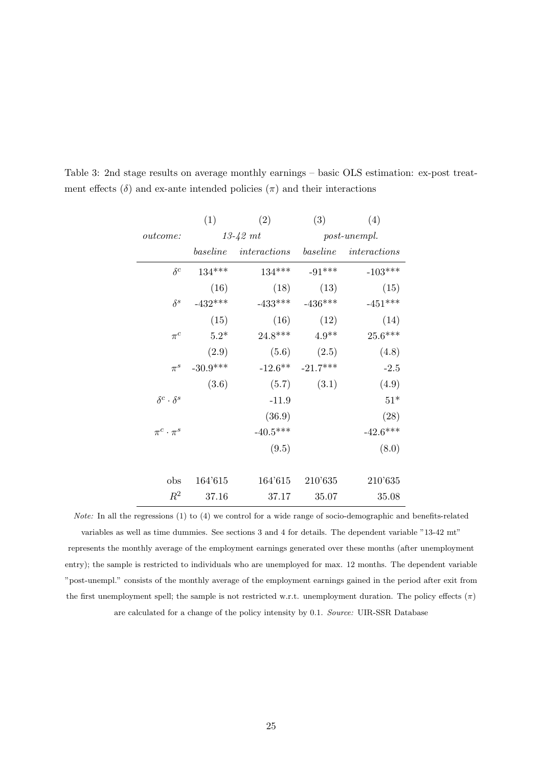Table 3: 2nd stage results on average monthly earnings – basic OLS estimation: ex-post treatment effects ($\delta$) and ex-ante intended policies ($\pi$) and their interactions

| | (1) | (2) | (3) | (4) |
|---|---|---|---|---|
| *outcome:* | *13-42 mt* | | *post-unempl.* | |
| | *baseline* | *interactions* | *baseline* | *interactions* |
| $\delta^c$ | 134*** | 134*** | -91*** | -103*** |
| | (16) | (18) | (13) | (15) |
| $\delta^s$ | -432*** | -433*** | -436*** | -451*** |
| | (15) | (16) | (12) | (14) |
| $\pi^c$ | 5.2* | 24.8*** | 4.9** | 25.6*** |
| | (2.9) | (5.6) | (2.5) | (4.8) |
| $\pi^s$ | -30.9*** | -12.6** | -21.7*** | -2.5 |
| | (3.6) | (5.7) | (3.1) | (4.9) |
| $\delta^c \cdot \delta^s$ | | -11.9 | | 51* |
| | | (36.9) | | (28) |
| $\pi^c \cdot \pi^s$ | | -40.5*** | | -42.6*** |
| | | (9.5) | | (8.0) |
| obs | 164'615 | 164'615 | 210'635 | 210'635 |
| $R^2$ | 37.16 | 37.17 | 35.07 | 35.08 |

*Note:* In all the regressions (1) to (4) we control for a wide range of socio-demographic and benefits-related variables as well as time dummies. See sections 3 and 4 for details. The dependent variable "13-42 mt" represents the monthly average of the employment earnings generated over these months (after unemployment entry); the sample is restricted to individuals who are unemployed for max. 12 months. The dependent variable "post-unempl." consists of the monthly average of the employment earnings gained in the period after exit from the first unemployment spell; the sample is not restricted w.r.t. unemployment duration. The policy effects ($\pi$) are calculated for a change of the policy intensity by 0.1. *Source:* UIR-SSR Database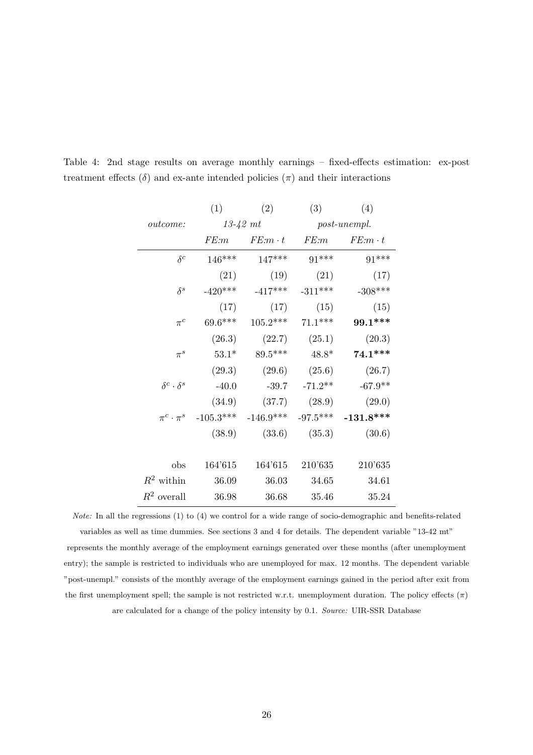Table 4: 2nd stage results on average monthly earnings – fixed-effects estimation: ex-post treatment effects ($\delta$) and ex-ante intended policies ($\pi$) and their interactions

| | (1) | (2) | (3) | (4) |
|---|---|---|---|---|
| *outcome:* | *13-42 mt* | | *post-unempl.* | |
| | *FE:m* | $FE{:}m \cdot t$ | *FE:m* | $FE{:}m \cdot t$ |
| $\delta^c$ | 146*** | 147*** | 91*** | 91*** |
| | (21) | (19) | (21) | (17) |
| $\delta^s$ | -420*** | -417*** | -311*** | -308*** |
| | (17) | (17) | (15) | (15) |
| $\pi^c$ | 69.6*** | 105.2*** | 71.1*** | **99.1*** ** |
| | (26.3) | (22.7) | (25.1) | (20.3) |
| $\pi^s$ | 53.1* | 89.5*** | 48.8* | **74.1*** ** |
| | (29.3) | (29.6) | (25.6) | (26.7) |
| $\delta^c \cdot \delta^s$ | -40.0 | -39.7 | -71.2** | -67.9** |
| | (34.9) | (37.7) | (28.9) | (29.0) |
| $\pi^c \cdot \pi^s$ | -105.3*** | -146.9*** | -97.5*** | **-131.8*** ** |
| | (38.9) | (33.6) | (35.3) | (30.6) |
| obs | 164'615 | 164'615 | 210'635 | 210'635 |
| $R^2$ within | 36.09 | 36.03 | 34.65 | 34.61 |
| $R^2$ overall | 36.98 | 36.68 | 35.46 | 35.24 |

*Note:* In all the regressions (1) to (4) we control for a wide range of socio-demographic and benefits-related variables as well as time dummies. See sections 3 and 4 for details. The dependent variable "13-42 mt" represents the monthly average of the employment earnings generated over these months (after unemployment entry); the sample is restricted to individuals who are unemployed for max. 12 months. The dependent variable "post-unempl." consists of the monthly average of the employment earnings gained in the period after exit from the first unemployment spell; the sample is not restricted w.r.t. unemployment duration. The policy effects ($\pi$) are calculated for a change of the policy intensity by 0.1. *Source:* UIR-SSR Database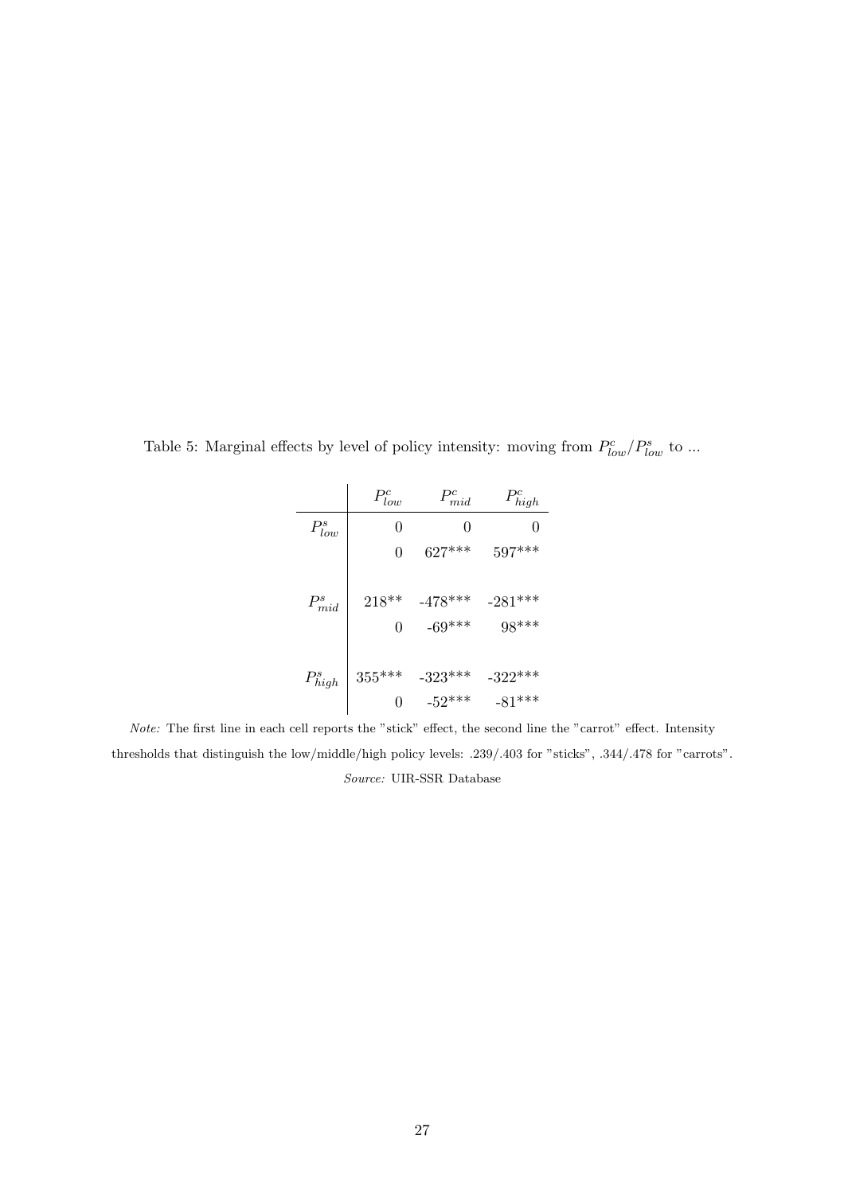Table 5: Marginal effects by level of policy intensity: moving from $P^c_{low}/P^s_{low}$ to ...

| | $P^c_{low}$ | $P^c_{mid}$ | $P^c_{high}$ |
|---|---|---|---|
| $P^s_{low}$ | 0 | 0 | 0 |
| | 0 | 627*** | 597*** |
| $P^s_{mid}$ | 218** | -478*** | -281*** |
| | 0 | -69*** | 98*** |
| $P^s_{high}$ | 355*** | -323*** | -322*** |
| | 0 | -52*** | -81*** |

*Note:* The first line in each cell reports the "stick" effect, the second line the "carrot" effect. Intensity thresholds that distinguish the low/middle/high policy levels: .239/.403 for "sticks", .344/.478 for "carrots".

*Source:* UIR-SSR Database